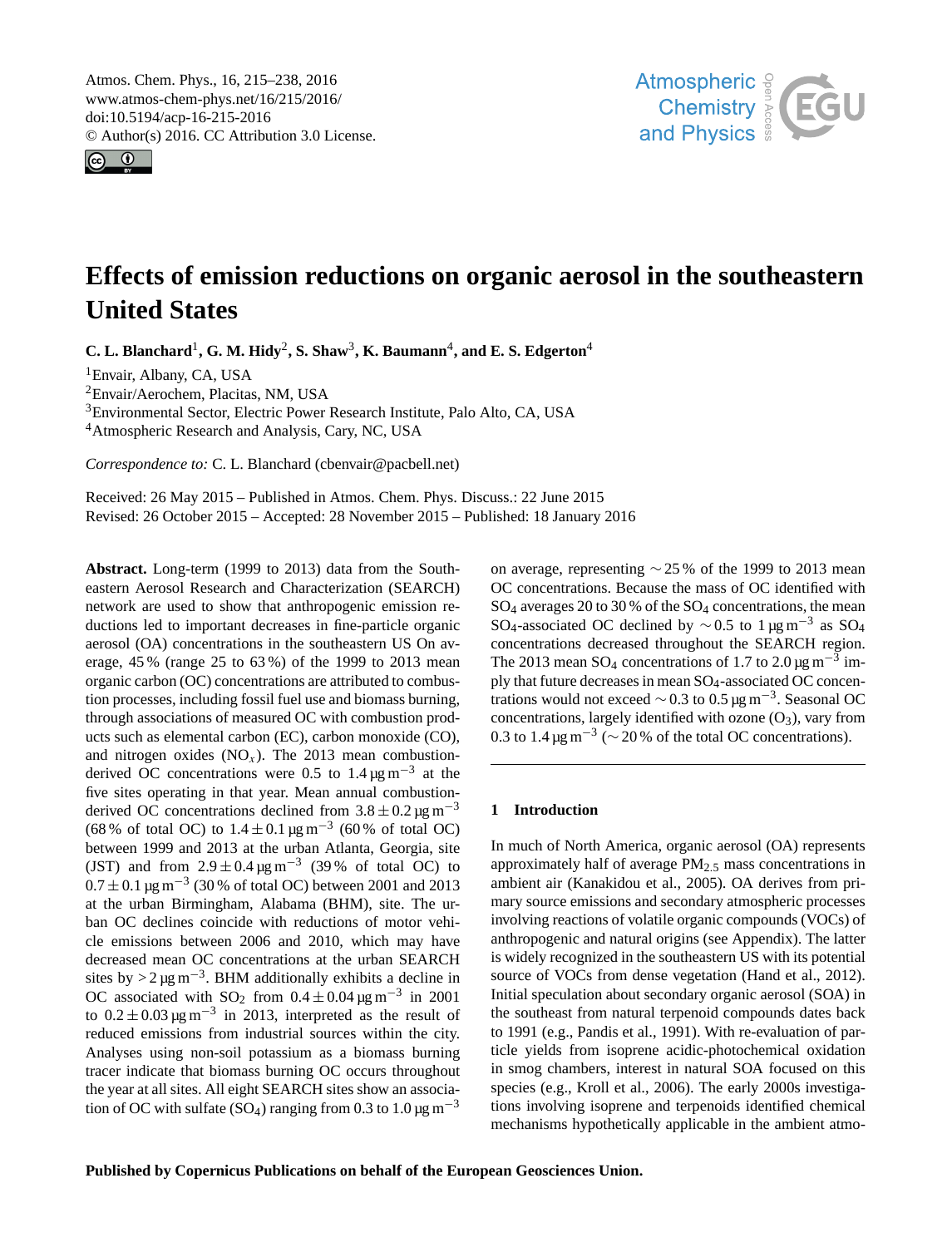# Effects of emission reductions on organic aerosol in the southeastern United States

**C. L. Blanchard[1], G. M. Hidy[2], S. Shaw[3], K. Baumann[4], and E. S. Edgerton[4]**

[1]Envair, Albany, CA, USA
[2]Envair/Aerochem, Placitas, NM, USA
[3]Environmental Sector, Electric Power Research Institute, Palo Alto, CA, USA
[4]Atmospheric Research and Analysis, Cary, NC, USA

*Correspondence to:* C. L. Blanchard (cbenvair@pacbell.net)

Received: 26 May 2015 – Published in Atmos. Chem. Phys. Discuss.: 22 June 2015
Revised: 26 October 2015 – Accepted: 28 November 2015 – Published: 18 January 2016

**Abstract.** Long-term (1999 to 2013) data from the Southeastern Aerosol Research and Characterization (SEARCH) network are used to show that anthropogenic emission reductions led to important decreases in fine-particle organic aerosol (OA) concentrations in the southeastern US On average, 45 % (range 25 to 63 %) of the 1999 to 2013 mean organic carbon (OC) concentrations are attributed to combustion processes, including fossil fuel use and biomass burning, through associations of measured OC with combustion products such as elemental carbon (EC), carbon monoxide (CO), and nitrogen oxides ($NO_x$). The 2013 mean combustion-derived OC concentrations were 0.5 to 1.4 $\mu g\,m^{-3}$ at the five sites operating in that year. Mean annual combustion-derived OC concentrations declined from $3.8 \pm 0.2\,\mu g\,m^{-3}$ (68 % of total OC) to $1.4 \pm 0.1\,\mu g\,m^{-3}$ (60 % of total OC) between 1999 and 2013 at the urban Atlanta, Georgia, site (JST) and from $2.9 \pm 0.4\,\mu g\,m^{-3}$ (39 % of total OC) to $0.7 \pm 0.1\,\mu g\,m^{-3}$ (30 % of total OC) between 2001 and 2013 at the urban Birmingham, Alabama (BHM), site. The urban OC declines coincide with reductions of motor vehicle emissions between 2006 and 2010, which may have decreased mean OC concentrations at the urban SEARCH sites by $> 2\,\mu g\,m^{-3}$. BHM additionally exhibits a decline in OC associated with $SO_2$ from $0.4 \pm 0.04\,\mu g\,m^{-3}$ in 2001 to $0.2 \pm 0.03\,\mu g\,m^{-3}$ in 2013, interpreted as the result of reduced emissions from industrial sources within the city. Analyses using non-soil potassium as a biomass burning tracer indicate that biomass burning OC occurs throughout the year at all sites. All eight SEARCH sites show an association of OC with sulfate ($SO_4$) ranging from 0.3 to 1.0 $\mu g\,m^{-3}$ on average, representing ∼ 25 % of the 1999 to 2013 mean OC concentrations. Because the mass of OC identified with $SO_4$ averages 20 to 30 % of the $SO_4$ concentrations, the mean $SO_4$-associated OC declined by ∼ 0.5 to 1 $\mu g\,m^{-3}$ as $SO_4$ concentrations decreased throughout the SEARCH region. The 2013 mean $SO_4$ concentrations of 1.7 to 2.0 $\mu g\,m^{-3}$ imply that future decreases in mean $SO_4$-associated OC concentrations would not exceed ∼ 0.3 to 0.5 $\mu g\,m^{-3}$. Seasonal OC concentrations, largely identified with ozone ($O_3$), vary from 0.3 to 1.4 $\mu g\,m^{-3}$ (∼ 20 % of the total OC concentrations).

## 1 Introduction

In much of North America, organic aerosol (OA) represents approximately half of average $PM_{2.5}$ mass concentrations in ambient air (Kanakidou et al., 2005). OA derives from primary source emissions and secondary atmospheric processes involving reactions of volatile organic compounds (VOCs) of anthropogenic and natural origins (see Appendix). The latter is widely recognized in the southeastern US with its potential source of VOCs from dense vegetation (Hand et al., 2012). Initial speculation about secondary organic aerosol (SOA) in the southeast from natural terpenoid compounds dates back to 1991 (e.g., Pandis et al., 1991). With re-evaluation of particle yields from isoprene acidic-photochemical oxidation in smog chambers, interest in natural SOA focused on this species (e.g., Kroll et al., 2006). The early 2000s investigations involving isoprene and terpenoids identified chemical mechanisms hypothetically applicable in the ambient atmo-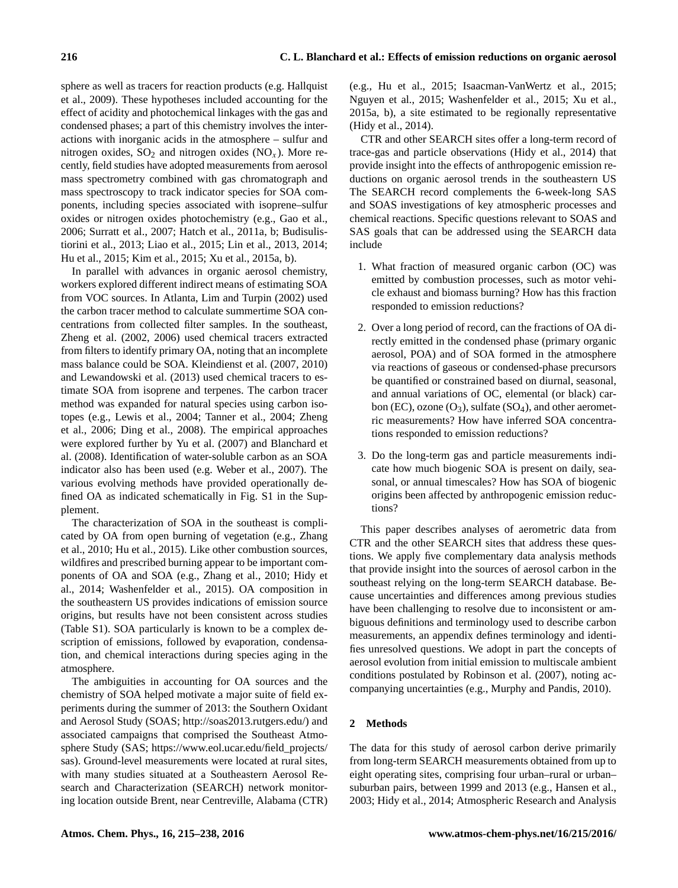sphere as well as tracers for reaction products (e.g. Hallquist et al., 2009). These hypotheses included accounting for the effect of acidity and photochemical linkages with the gas and condensed phases; a part of this chemistry involves the interactions with inorganic acids in the atmosphere – sulfur and nitrogen oxides, $SO_2$ and nitrogen oxides ($NO_x$). More recently, field studies have adopted measurements from aerosol mass spectrometry combined with gas chromatograph and mass spectroscopy to track indicator species for SOA components, including species associated with isoprene–sulfur oxides or nitrogen oxides photochemistry (e.g., Gao et al., 2006; Surratt et al., 2007; Hatch et al., 2011a, b; Budisulistiorini et al., 2013; Liao et al., 2015; Lin et al., 2013, 2014; Hu et al., 2015; Kim et al., 2015; Xu et al., 2015a, b).

In parallel with advances in organic aerosol chemistry, workers explored different indirect means of estimating SOA from VOC sources. In Atlanta, Lim and Turpin (2002) used the carbon tracer method to calculate summertime SOA concentrations from collected filter samples. In the southeast, Zheng et al. (2002, 2006) used chemical tracers extracted from filters to identify primary OA, noting that an incomplete mass balance could be SOA. Kleindienst et al. (2007, 2010) and Lewandowski et al. (2013) used chemical tracers to estimate SOA from isoprene and terpenes. The carbon tracer method was expanded for natural species using carbon isotopes (e.g., Lewis et al., 2004; Tanner et al., 2004; Zheng et al., 2006; Ding et al., 2008). The empirical approaches were explored further by Yu et al. (2007) and Blanchard et al. (2008). Identification of water-soluble carbon as an SOA indicator also has been used (e.g. Weber et al., 2007). The various evolving methods have provided operationally defined OA as indicated schematically in Fig. S1 in the Supplement.

The characterization of SOA in the southeast is complicated by OA from open burning of vegetation (e.g., Zhang et al., 2010; Hu et al., 2015). Like other combustion sources, wildfires and prescribed burning appear to be important components of OA and SOA (e.g., Zhang et al., 2010; Hidy et al., 2014; Washenfelder et al., 2015). OA composition in the southeastern US provides indications of emission source origins, but results have not been consistent across studies (Table S1). SOA particularly is known to be a complex description of emissions, followed by evaporation, condensation, and chemical interactions during species aging in the atmosphere.

The ambiguities in accounting for OA sources and the chemistry of SOA helped motivate a major suite of field experiments during the summer of 2013: the Southern Oxidant and Aerosol Study (SOAS; http://soas2013.rutgers.edu/) and associated campaigns that comprised the Southeast Atmosphere Study (SAS; https://www.eol.ucar.edu/field_projects/sas). Ground-level measurements were located at rural sites, with many studies situated at a Southeastern Aerosol Research and Characterization (SEARCH) network monitoring location outside Brent, near Centreville, Alabama (CTR) (e.g., Hu et al., 2015; Isaacman-VanWertz et al., 2015; Nguyen et al., 2015; Washenfelder et al., 2015; Xu et al., 2015a, b), a site estimated to be regionally representative (Hidy et al., 2014).

CTR and other SEARCH sites offer a long-term record of trace-gas and particle observations (Hidy et al., 2014) that provide insight into the effects of anthropogenic emission reductions on organic aerosol trends in the southeastern US The SEARCH record complements the 6-week-long SAS and SOAS investigations of key atmospheric processes and chemical reactions. Specific questions relevant to SOAS and SAS goals that can be addressed using the SEARCH data include

1. What fraction of measured organic carbon (OC) was emitted by combustion processes, such as motor vehicle exhaust and biomass burning? How has this fraction responded to emission reductions?

2. Over a long period of record, can the fractions of OA directly emitted in the condensed phase (primary organic aerosol, POA) and of SOA formed in the atmosphere via reactions of gaseous or condensed-phase precursors be quantified or constrained based on diurnal, seasonal, and annual variations of OC, elemental (or black) carbon (EC), ozone ($O_3$), sulfate ($SO_4$), and other aerometric measurements? How have inferred SOA concentrations responded to emission reductions?

3. Do the long-term gas and particle measurements indicate how much biogenic SOA is present on daily, seasonal, or annual timescales? How has SOA of biogenic origins been affected by anthropogenic emission reductions?

This paper describes analyses of aerometric data from CTR and the other SEARCH sites that address these questions. We apply five complementary data analysis methods that provide insight into the sources of aerosol carbon in the southeast relying on the long-term SEARCH database. Because uncertainties and differences among previous studies have been challenging to resolve due to inconsistent or ambiguous definitions and terminology used to describe carbon measurements, an appendix defines terminology and identifies unresolved questions. We adopt in part the concepts of aerosol evolution from initial emission to multiscale ambient conditions postulated by Robinson et al. (2007), noting accompanying uncertainties (e.g., Murphy and Pandis, 2010).

## 2 Methods

The data for this study of aerosol carbon derive primarily from long-term SEARCH measurements obtained from up to eight operating sites, comprising four urban–rural or urban–suburban pairs, between 1999 and 2013 (e.g., Hansen et al., 2003; Hidy et al., 2014; Atmospheric Research and Analysis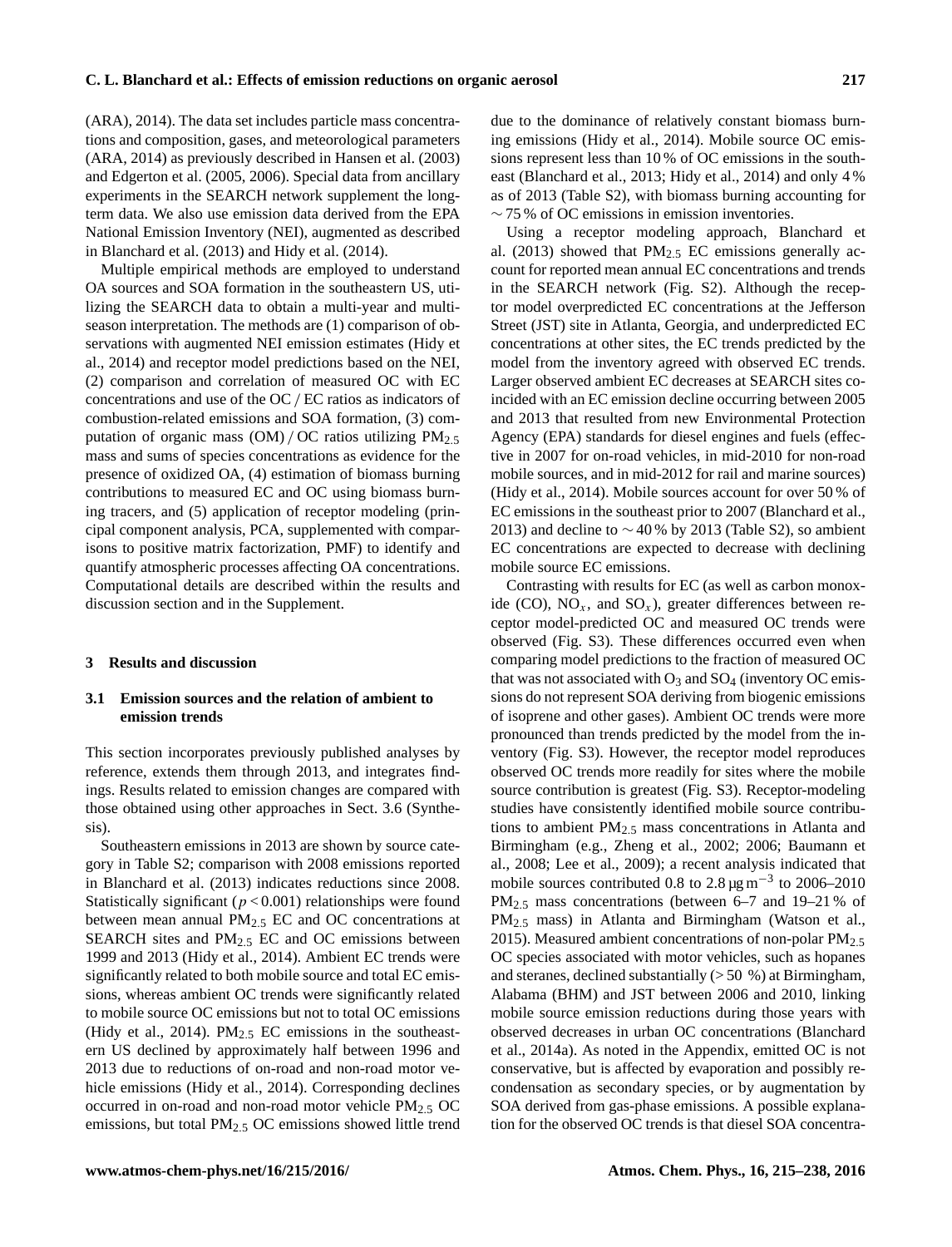(ARA), 2014). The data set includes particle mass concentrations and composition, gases, and meteorological parameters (ARA, 2014) as previously described in Hansen et al. (2003) and Edgerton et al. (2005, 2006). Special data from ancillary experiments in the SEARCH network supplement the long-term data. We also use emission data derived from the EPA National Emission Inventory (NEI), augmented as described in Blanchard et al. (2013) and Hidy et al. (2014).

Multiple empirical methods are employed to understand OA sources and SOA formation in the southeastern US, utilizing the SEARCH data to obtain a multi-year and multi-season interpretation. The methods are (1) comparison of observations with augmented NEI emission estimates (Hidy et al., 2014) and receptor model predictions based on the NEI, (2) comparison and correlation of measured OC with EC concentrations and use of the OC / EC ratios as indicators of combustion-related emissions and SOA formation, (3) computation of organic mass (OM) / OC ratios utilizing $PM_{2.5}$ mass and sums of species concentrations as evidence for the presence of oxidized OA, (4) estimation of biomass burning contributions to measured EC and OC using biomass burning tracers, and (5) application of receptor modeling (principal component analysis, PCA, supplemented with comparisons to positive matrix factorization, PMF) to identify and quantify atmospheric processes affecting OA concentrations. Computational details are described within the results and discussion section and in the Supplement.

## 3 Results and discussion

### 3.1 Emission sources and the relation of ambient to emission trends

This section incorporates previously published analyses by reference, extends them through 2013, and integrates findings. Results related to emission changes are compared with those obtained using other approaches in Sect. 3.6 (Synthesis).

Southeastern emissions in 2013 are shown by source category in Table S2; comparison with 2008 emissions reported in Blanchard et al. (2013) indicates reductions since 2008. Statistically significant ($p < 0.001$) relationships were found between mean annual $PM_{2.5}$ EC and OC concentrations at SEARCH sites and $PM_{2.5}$ EC and OC emissions between 1999 and 2013 (Hidy et al., 2014). Ambient EC trends were significantly related to both mobile source and total EC emissions, whereas ambient OC trends were significantly related to mobile source OC emissions but not to total OC emissions (Hidy et al., 2014). $PM_{2.5}$ EC emissions in the southeastern US declined by approximately half between 1996 and 2013 due to reductions of on-road and non-road motor vehicle emissions (Hidy et al., 2014). Corresponding declines occurred in on-road and non-road motor vehicle $PM_{2.5}$ OC emissions, but total $PM_{2.5}$ OC emissions showed little trend due to the dominance of relatively constant biomass burning emissions (Hidy et al., 2014). Mobile source OC emissions represent less than 10 % of OC emissions in the southeast (Blanchard et al., 2013; Hidy et al., 2014) and only 4 % as of 2013 (Table S2), with biomass burning accounting for $\sim 75$ % of OC emissions in emission inventories.

Using a receptor modeling approach, Blanchard et al. (2013) showed that $PM_{2.5}$ EC emissions generally account for reported mean annual EC concentrations and trends in the SEARCH network (Fig. S2). Although the receptor model overpredicted EC concentrations at the Jefferson Street (JST) site in Atlanta, Georgia, and underpredicted EC concentrations at other sites, the EC trends predicted by the model from the inventory agreed with observed EC trends. Larger observed ambient EC decreases at SEARCH sites coincided with an EC emission decline occurring between 2005 and 2013 that resulted from new Environmental Protection Agency (EPA) standards for diesel engines and fuels (effective in 2007 for on-road vehicles, in mid-2010 for non-road mobile sources, and in mid-2012 for rail and marine sources) (Hidy et al., 2014). Mobile sources account for over 50 % of EC emissions in the southeast prior to 2007 (Blanchard et al., 2013) and decline to $\sim 40$ % by 2013 (Table S2), so ambient EC concentrations are expected to decrease with declining mobile source EC emissions.

Contrasting with results for EC (as well as carbon monoxide (CO), $NO_x$, and $SO_x$), greater differences between receptor model-predicted OC and measured OC trends were observed (Fig. S3). These differences occurred even when comparing model predictions to the fraction of measured OC that was not associated with $O_3$ and $SO_4$ (inventory OC emissions do not represent SOA deriving from biogenic emissions of isoprene and other gases). Ambient OC trends were more pronounced than trends predicted by the model from the inventory (Fig. S3). However, the receptor model reproduces observed OC trends more readily for sites where the mobile source contribution is greatest (Fig. S3). Receptor-modeling studies have consistently identified mobile source contributions to ambient $PM_{2.5}$ mass concentrations in Atlanta and Birmingham (e.g., Zheng et al., 2002; 2006; Baumann et al., 2008; Lee et al., 2009); a recent analysis indicated that mobile sources contributed 0.8 to 2.8 $\mu g\,m^{-3}$ to 2006–2010 $PM_{2.5}$ mass concentrations (between 6–7 and 19–21 % of $PM_{2.5}$ mass) in Atlanta and Birmingham (Watson et al., 2015). Measured ambient concentrations of non-polar $PM_{2.5}$ OC species associated with motor vehicles, such as hopanes and steranes, declined substantially (> 50 %) at Birmingham, Alabama (BHM) and JST between 2006 and 2010, linking mobile source emission reductions during those years with observed decreases in urban OC concentrations (Blanchard et al., 2014a). As noted in the Appendix, emitted OC is not conservative, but is affected by evaporation and possibly recondensation as secondary species, or by augmentation by SOA derived from gas-phase emissions. A possible explanation for the observed OC trends is that diesel SOA concentra-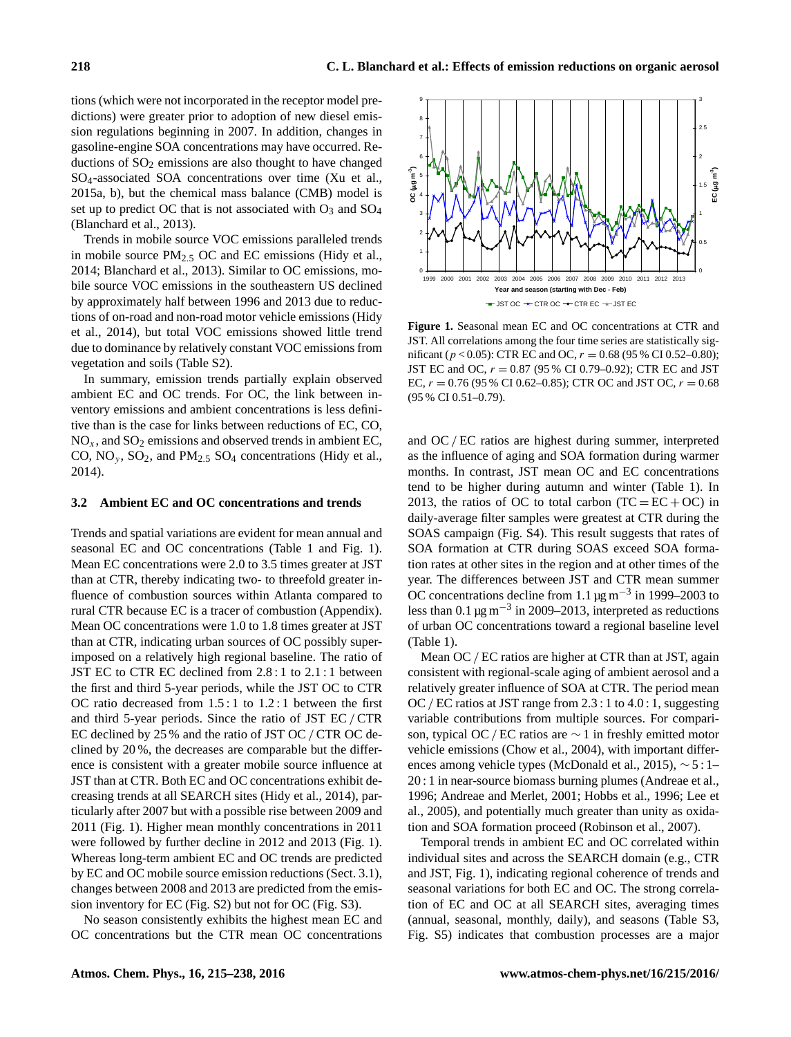tions (which were not incorporated in the receptor model predictions) were greater prior to adoption of new diesel emission regulations beginning in 2007. In addition, changes in gasoline-engine SOA concentrations may have occurred. Reductions of $SO_2$ emissions are also thought to have changed $SO_4$-associated SOA concentrations over time (Xu et al., 2015a, b), but the chemical mass balance (CMB) model is set up to predict OC that is not associated with $O_3$ and $SO_4$ (Blanchard et al., 2013).

Trends in mobile source VOC emissions paralleled trends in mobile source $PM_{2.5}$ OC and EC emissions (Hidy et al., 2014; Blanchard et al., 2013). Similar to OC emissions, mobile source VOC emissions in the southeastern US declined by approximately half between 1996 and 2013 due to reductions of on-road and non-road motor vehicle emissions (Hidy et al., 2014), but total VOC emissions showed little trend due to dominance by relatively constant VOC emissions from vegetation and soils (Table S2).

In summary, emission trends partially explain observed ambient EC and OC trends. For OC, the link between inventory emissions and ambient concentrations is less definitive than is the case for links between reductions of EC, CO, $NO_x$, and $SO_2$ emissions and observed trends in ambient EC, CO, $NO_y$, $SO_2$, and $PM_{2.5}$ $SO_4$ concentrations (Hidy et al., 2014).

### 3.2 Ambient EC and OC concentrations and trends

Trends and spatial variations are evident for mean annual and seasonal EC and OC concentrations (Table 1 and Fig. 1). Mean EC concentrations were 2.0 to 3.5 times greater at JST than at CTR, thereby indicating two- to threefold greater influence of combustion sources within Atlanta compared to rural CTR because EC is a tracer of combustion (Appendix). Mean OC concentrations were 1.0 to 1.8 times greater at JST than at CTR, indicating urban sources of OC possibly superimposed on a relatively high regional baseline. The ratio of JST EC to CTR EC declined from 2.8 : 1 to 2.1 : 1 between the first and third 5-year periods, while the JST OC to CTR OC ratio decreased from 1.5 : 1 to 1.2 : 1 between the first and third 5-year periods. Since the ratio of JST EC / CTR EC declined by 25 % and the ratio of JST OC / CTR OC declined by 20 %, the decreases are comparable but the difference is consistent with a greater mobile source influence at JST than at CTR. Both EC and OC concentrations exhibit decreasing trends at all SEARCH sites (Hidy et al., 2014), particularly after 2007 but with a possible rise between 2009 and 2011 (Fig. 1). Higher mean monthly concentrations in 2011 were followed by further decline in 2012 and 2013 (Fig. 1). Whereas long-term ambient EC and OC trends are predicted by EC and OC mobile source emission reductions (Sect. 3.1), changes between 2008 and 2013 are predicted from the emission inventory for EC (Fig. S2) but not for OC (Fig. S3).

No season consistently exhibits the highest mean EC and OC concentrations but the CTR mean OC concentrations and OC / EC ratios are highest during summer, interpreted as the influence of aging and SOA formation during warmer months. In contrast, JST mean OC and EC concentrations tend to be higher during autumn and winter (Table 1). In 2013, the ratios of OC to total carbon (TC = EC + OC) in daily-average filter samples were greatest at CTR during the SOAS campaign (Fig. S4). This result suggests that rates of SOA formation at CTR during SOAS exceed SOA formation rates at other sites in the region and at other times of the year. The differences between JST and CTR mean summer OC concentrations decline from 1.1 $\mu g\,m^{-3}$ in 1999–2003 to less than 0.1 $\mu g\,m^{-3}$ in 2009–2013, interpreted as reductions of urban OC concentrations toward a regional baseline level (Table 1).

Mean OC / EC ratios are higher at CTR than at JST, again consistent with regional-scale aging of ambient aerosol and a relatively greater influence of SOA at CTR. The period mean OC / EC ratios at JST range from 2.3 : 1 to 4.0 : 1, suggesting variable contributions from multiple sources. For comparison, typical OC / EC ratios are $\sim 1$ in freshly emitted motor vehicle emissions (Chow et al., 2004), with important differences among vehicle types (McDonald et al., 2015), $\sim 5$ : 1–20 : 1 in near-source biomass burning plumes (Andreae et al., 1996; Andreae and Merlet, 2001; Hobbs et al., 1996; Lee et al., 2005), and potentially much greater than unity as oxidation and SOA formation proceed (Robinson et al., 2007).

Temporal trends in ambient EC and OC correlated within individual sites and across the SEARCH domain (e.g., CTR and JST, Fig. 1), indicating regional coherence of trends and seasonal variations for both EC and OC. The strong correlation of EC and OC at all SEARCH sites, averaging times (annual, seasonal, monthly, daily), and seasons (Table S3, Fig. S5) indicates that combustion processes are a major

**Figure 1.** Seasonal mean EC and OC concentrations at CTR and JST. All correlations among the four time series are statistically significant ($p < 0.05$): CTR EC and OC, $r = 0.68$ (95 % CI 0.52–0.80); JST EC and OC, $r = 0.87$ (95 % CI 0.79–0.92); CTR EC and JST EC, $r = 0.76$ (95 % CI 0.62–0.85); CTR OC and JST OC, $r = 0.68$ (95 % CI 0.51–0.79).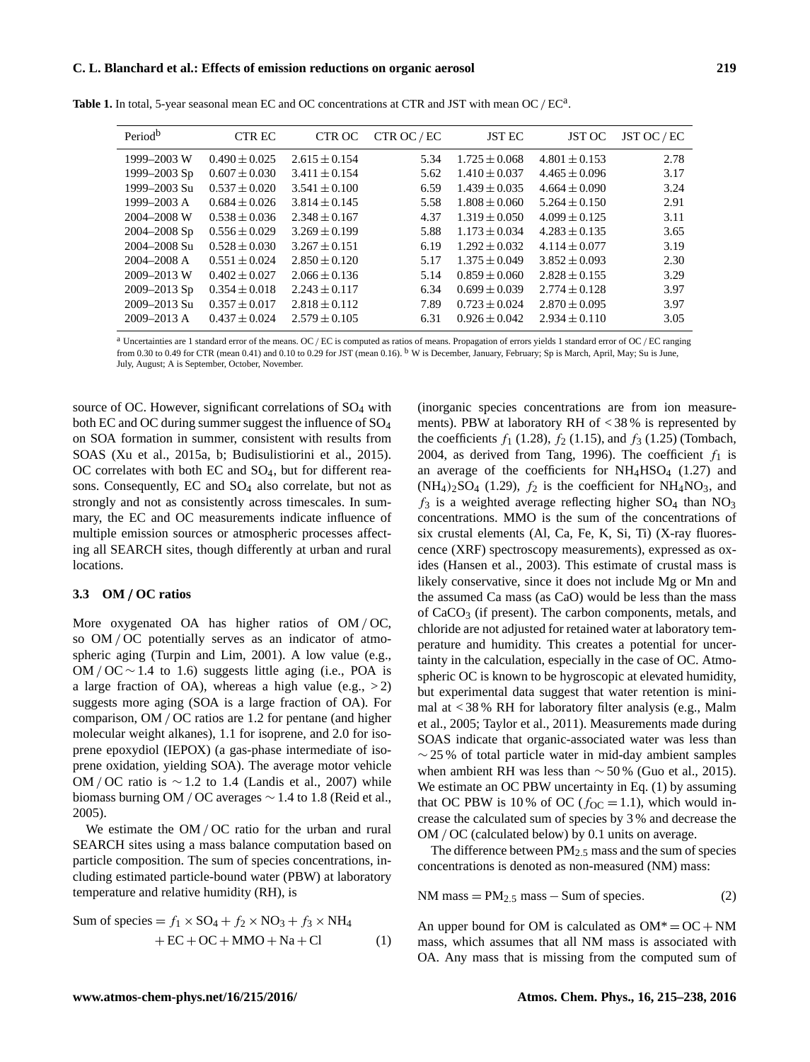**Table 1.** In total, 5-year seasonal mean EC and OC concentrations at CTR and JST with mean OC / EC[a].

| Period[b] | CTR EC | CTR OC | CTR OC / EC | JST EC | JST OC | JST OC / EC |
|---|---|---|---|---|---|---|
| 1999–2003 W | $0.490 \pm 0.025$ | $2.615 \pm 0.154$ | 5.34 | $1.725 \pm 0.068$ | $4.801 \pm 0.153$ | 2.78 |
| 1999–2003 Sp | $0.607 \pm 0.030$ | $3.411 \pm 0.154$ | 5.62 | $1.410 \pm 0.037$ | $4.465 \pm 0.096$ | 3.17 |
| 1999–2003 Su | $0.537 \pm 0.020$ | $3.541 \pm 0.100$ | 6.59 | $1.439 \pm 0.035$ | $4.664 \pm 0.090$ | 3.24 |
| 1999–2003 A | $0.684 \pm 0.026$ | $3.814 \pm 0.145$ | 5.58 | $1.808 \pm 0.060$ | $5.264 \pm 0.150$ | 2.91 |
| 2004–2008 W | $0.538 \pm 0.036$ | $2.348 \pm 0.167$ | 4.37 | $1.319 \pm 0.050$ | $4.099 \pm 0.125$ | 3.11 |
| 2004–2008 Sp | $0.556 \pm 0.029$ | $3.269 \pm 0.199$ | 5.88 | $1.173 \pm 0.034$ | $4.283 \pm 0.135$ | 3.65 |
| 2004–2008 Su | $0.528 \pm 0.030$ | $3.267 \pm 0.151$ | 6.19 | $1.292 \pm 0.032$ | $4.114 \pm 0.077$ | 3.19 |
| 2004–2008 A | $0.551 \pm 0.024$ | $2.850 \pm 0.120$ | 5.17 | $1.375 \pm 0.049$ | $3.852 \pm 0.093$ | 2.30 |
| 2009–2013 W | $0.402 \pm 0.027$ | $2.066 \pm 0.136$ | 5.14 | $0.859 \pm 0.060$ | $2.828 \pm 0.155$ | 3.29 |
| 2009–2013 Sp | $0.354 \pm 0.018$ | $2.243 \pm 0.117$ | 6.34 | $0.699 \pm 0.039$ | $2.774 \pm 0.128$ | 3.97 |
| 2009–2013 Su | $0.357 \pm 0.017$ | $2.818 \pm 0.112$ | 7.89 | $0.723 \pm 0.024$ | $2.870 \pm 0.095$ | 3.97 |
| 2009–2013 A | $0.437 \pm 0.024$ | $2.579 \pm 0.105$ | 6.31 | $0.926 \pm 0.042$ | $2.934 \pm 0.110$ | 3.05 |

[a] Uncertainties are 1 standard error of the means. OC / EC is computed as ratios of means. Propagation of errors yields 1 standard error of OC / EC ranging from 0.30 to 0.49 for CTR (mean 0.41) and 0.10 to 0.29 for JST (mean 0.16). [b] W is December, January, February; Sp is March, April, May; Su is June, July, August; A is September, October, November.

source of OC. However, significant correlations of $SO_4$ with both EC and OC during summer suggest the influence of $SO_4$ on SOA formation in summer, consistent with results from SOAS (Xu et al., 2015a, b; Budisulistiorini et al., 2015). OC correlates with both EC and $SO_4$, but for different reasons. Consequently, EC and $SO_4$ also correlate, but not as strongly and not as consistently across timescales. In summary, the EC and OC measurements indicate influence of multiple emission sources or atmospheric processes affecting all SEARCH sites, though differently at urban and rural locations.

### 3.3 OM / OC ratios

More oxygenated OA has higher ratios of OM / OC, so OM / OC potentially serves as an indicator of atmospheric aging (Turpin and Lim, 2001). A low value (e.g., OM / OC $\sim$ 1.4 to 1.6) suggests little aging (i.e., POA is a large fraction of OA), whereas a high value (e.g., $> 2$) suggests more aging (SOA is a large fraction of OA). For comparison, OM / OC ratios are 1.2 for pentane (and higher molecular weight alkanes), 1.1 for isoprene, and 2.0 for isoprene epoxydiol (IEPOX) (a gas-phase intermediate of isoprene oxidation, yielding SOA). The average motor vehicle OM / OC ratio is $\sim$ 1.2 to 1.4 (Landis et al., 2007) while biomass burning OM / OC averages $\sim$ 1.4 to 1.8 (Reid et al., 2005).

We estimate the OM / OC ratio for the urban and rural SEARCH sites using a mass balance computation based on particle composition. The sum of species concentrations, including estimated particle-bound water (PBW) at laboratory temperature and relative humidity (RH), is

$$\text{Sum of species} = f_1 \times SO_4 + f_2 \times NO_3 + f_3 \times NH_4 + EC + OC + MMO + Na + Cl \tag{1}$$

(inorganic species concentrations are from ion measurements). PBW at laboratory RH of $< 38\,\%$ is represented by the coefficients $f_1$ (1.28), $f_2$ (1.15), and $f_3$ (1.25) (Tombach, 2004, as derived from Tang, 1996). The coefficient $f_1$ is an average of the coefficients for $NH_4HSO_4$ (1.27) and $(NH_4)_2SO_4$ (1.29), $f_2$ is the coefficient for $NH_4NO_3$, and $f_3$ is a weighted average reflecting higher $SO_4$ than $NO_3$ concentrations. MMO is the sum of the concentrations of six crustal elements (Al, Ca, Fe, K, Si, Ti) (X-ray fluorescence (XRF) spectroscopy measurements), expressed as oxides (Hansen et al., 2003). This estimate of crustal mass is likely conservative, since it does not include Mg or Mn and the assumed Ca mass (as CaO) would be less than the mass of $CaCO_3$ (if present). The carbon components, metals, and chloride are not adjusted for retained water at laboratory temperature and humidity. This creates a potential for uncertainty in the calculation, especially in the case of OC. Atmospheric OC is known to be hygroscopic at elevated humidity, but experimental data suggest that water retention is minimal at $< 38\,\%$ RH for laboratory filter analysis (e.g., Malm et al., 2005; Taylor et al., 2011). Measurements made during SOAS indicate that organic-associated water was less than $\sim 25\,\%$ of total particle water in mid-day ambient samples when ambient RH was less than $\sim 50\,\%$ (Guo et al., 2015). We estimate an OC PBW uncertainty in Eq. (1) by assuming that OC PBW is 10 % of OC ($f_{OC} = 1.1$), which would increase the calculated sum of species by 3 % and decrease the OM / OC (calculated below) by 0.1 units on average.

The difference between $PM_{2.5}$ mass and the sum of species concentrations is denoted as non-measured (NM) mass:

$$\text{NM mass} = PM_{2.5}\ \text{mass} - \text{Sum of species}. \tag{2}$$

An upper bound for OM is calculated as $OM^* = OC + NM$ mass, which assumes that all NM mass is associated with OA. Any mass that is missing from the computed sum of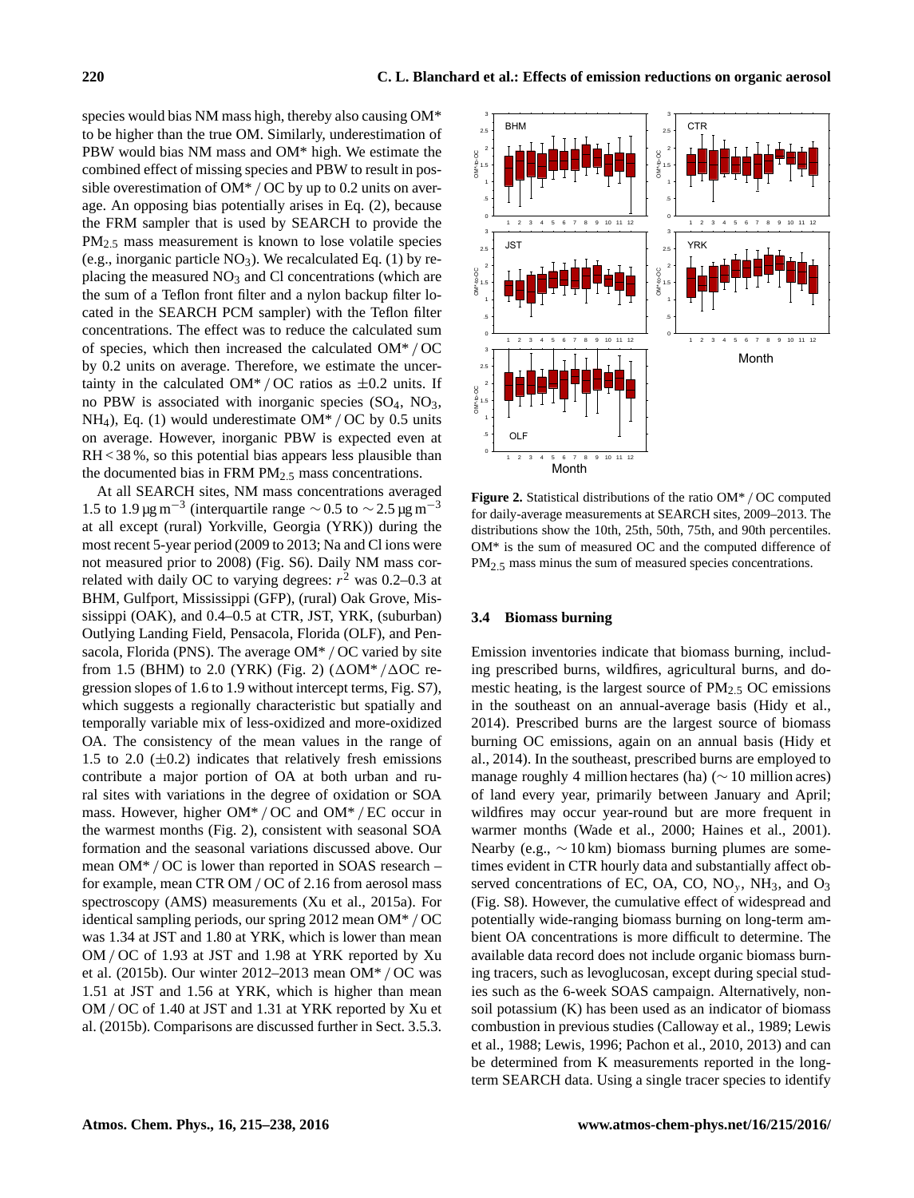species would bias NM mass high, thereby also causing OM* to be higher than the true OM. Similarly, underestimation of PBW would bias NM mass and OM* high. We estimate the combined effect of missing species and PBW to result in possible overestimation of OM* / OC by up to 0.2 units on average. An opposing bias potentially arises in Eq. (2), because the FRM sampler that is used by SEARCH to provide the $PM_{2.5}$ mass measurement is known to lose volatile species (e.g., inorganic particle $NO_3$). We recalculated Eq. (1) by replacing the measured $NO_3$ and Cl concentrations (which are the sum of a Teflon front filter and a nylon backup filter located in the SEARCH PCM sampler) with the Teflon filter concentrations. The effect was to reduce the calculated sum of species, which then increased the calculated OM* / OC by 0.2 units on average. Therefore, we estimate the uncertainty in the calculated OM* / OC ratios as ±0.2 units. If no PBW is associated with inorganic species ($SO_4$, $NO_3$, $NH_4$), Eq. (1) would underestimate OM* / OC by 0.5 units on average. However, inorganic PBW is expected even at RH < 38 %, so this potential bias appears less plausible than the documented bias in FRM $PM_{2.5}$ mass concentrations.

At all SEARCH sites, NM mass concentrations averaged 1.5 to 1.9 $\mu g\, m^{-3}$ (interquartile range ∼ 0.5 to ∼ 2.5 $\mu g\, m^{-3}$ at all except (rural) Yorkville, Georgia (YRK)) during the most recent 5-year period (2009 to 2013; Na and Cl ions were not measured prior to 2008) (Fig. S6). Daily NM mass correlated with daily OC to varying degrees: $r^2$ was 0.2–0.3 at BHM, Gulfport, Mississippi (GFP), (rural) Oak Grove, Mississippi (OAK), and 0.4–0.5 at CTR, JST, YRK, (suburban) Outlying Landing Field, Pensacola, Florida (OLF), and Pensacola, Florida (PNS). The average OM* / OC varied by site from 1.5 (BHM) to 2.0 (YRK) (Fig. 2) (ΔOM* / ΔOC regression slopes of 1.6 to 1.9 without intercept terms, Fig. S7), which suggests a regionally characteristic but spatially and temporally variable mix of less-oxidized and more-oxidized OA. The consistency of the mean values in the range of 1.5 to 2.0 (±0.2) indicates that relatively fresh emissions contribute a major portion of OA at both urban and rural sites with variations in the degree of oxidation or SOA mass. However, higher OM* / OC and OM* / EC occur in the warmest months (Fig. 2), consistent with seasonal SOA formation and the seasonal variations discussed above. Our mean OM* / OC is lower than reported in SOAS research – for example, mean CTR OM / OC of 2.16 from aerosol mass spectroscopy (AMS) measurements (Xu et al., 2015a). For identical sampling periods, our spring 2012 mean OM* / OC was 1.34 at JST and 1.80 at YRK, which is lower than mean OM / OC of 1.93 at JST and 1.98 at YRK reported by Xu et al. (2015b). Our winter 2012–2013 mean OM* / OC was 1.51 at JST and 1.56 at YRK, which is higher than mean OM / OC of 1.40 at JST and 1.31 at YRK reported by Xu et al. (2015b). Comparisons are discussed further in Sect. 3.5.3.

**Figure 2.** Statistical distributions of the ratio OM* / OC computed for daily-average measurements at SEARCH sites, 2009–2013. The distributions show the 10th, 25th, 50th, 75th, and 90th percentiles. OM* is the sum of measured OC and the computed difference of $PM_{2.5}$ mass minus the sum of measured species concentrations.

### 3.4 Biomass burning

Emission inventories indicate that biomass burning, including prescribed burns, wildfires, agricultural burns, and domestic heating, is the largest source of $PM_{2.5}$ OC emissions in the southeast on an annual-average basis (Hidy et al., 2014). Prescribed burns are the largest source of biomass burning OC emissions, again on an annual basis (Hidy et al., 2014). In the southeast, prescribed burns are employed to manage roughly 4 million hectares (ha) (∼ 10 million acres) of land every year, primarily between January and April; wildfires may occur year-round but are more frequent in warmer months (Wade et al., 2000; Haines et al., 2001). Nearby (e.g., ∼ 10 km) biomass burning plumes are sometimes evident in CTR hourly data and substantially affect observed concentrations of EC, OA, CO, $NO_y$, $NH_3$, and $O_3$ (Fig. S8). However, the cumulative effect of widespread and potentially wide-ranging biomass burning on long-term ambient OA concentrations is more difficult to determine. The available data record does not include organic biomass burning tracers, such as levoglucosan, except during special studies such as the 6-week SOAS campaign. Alternatively, nonsoil potassium (K) has been used as an indicator of biomass combustion in previous studies (Calloway et al., 1989; Lewis et al., 1988; Lewis, 1996; Pachon et al., 2010, 2013) and can be determined from K measurements reported in the long-term SEARCH data. Using a single tracer species to identify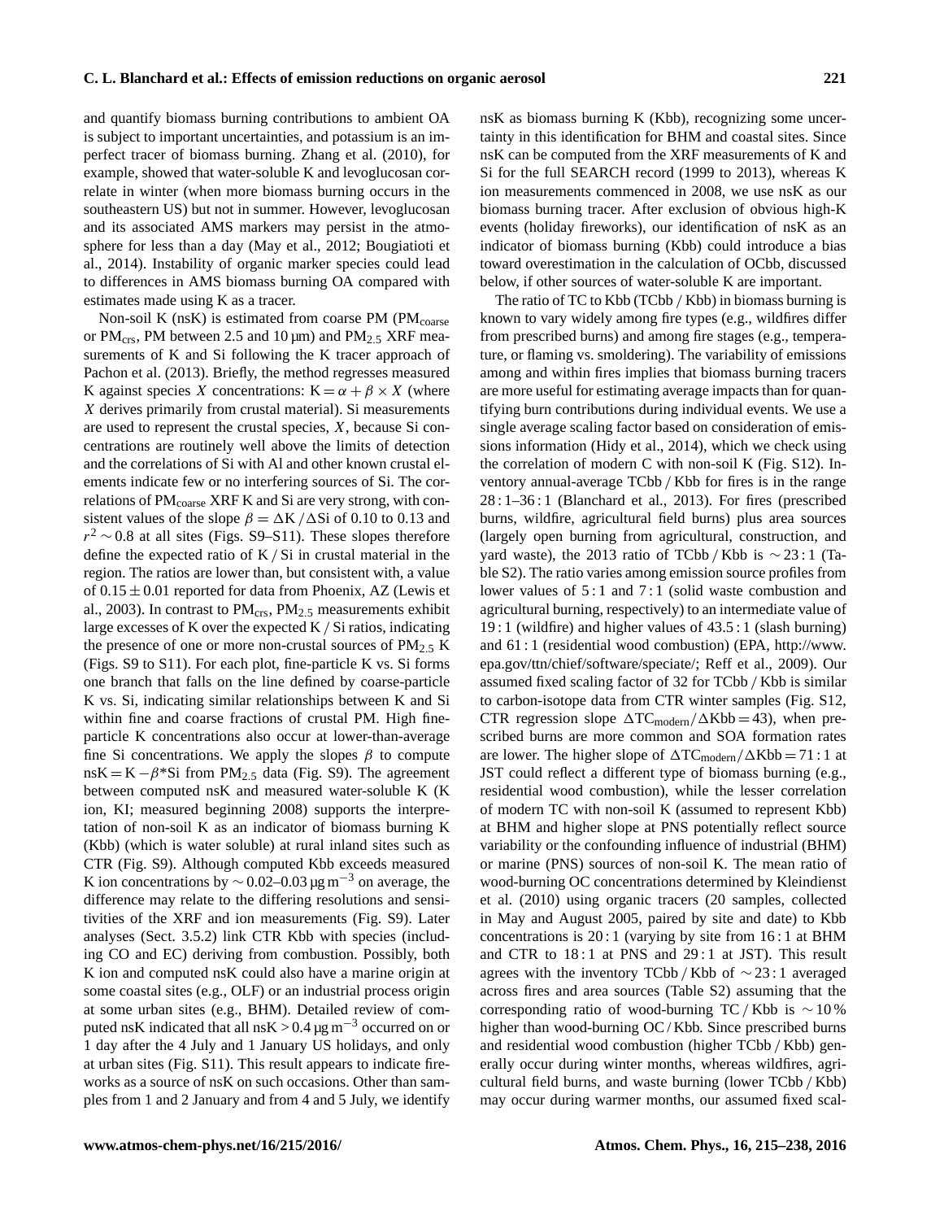and quantify biomass burning contributions to ambient OA is subject to important uncertainties, and potassium is an imperfect tracer of biomass burning. Zhang et al. (2010), for example, showed that water-soluble K and levoglucosan correlate in winter (when more biomass burning occurs in the southeastern US) but not in summer. However, levoglucosan and its associated AMS markers may persist in the atmosphere for less than a day (May et al., 2012; Bougiatioti et al., 2014). Instability of organic marker species could lead to differences in AMS biomass burning OA compared with estimates made using K as a tracer.

Non-soil K (nsK) is estimated from coarse PM ($PM_{coarse}$ or $PM_{crs}$, PM between 2.5 and 10 µm) and $PM_{2.5}$ XRF measurements of K and Si following the K tracer approach of Pachon et al. (2013). Briefly, the method regresses measured K against species $X$ concentrations: $K = \alpha + \beta \times X$ (where $X$ derives primarily from crustal material). Si measurements are used to represent the crustal species, $X$, because Si concentrations are routinely well above the limits of detection and the correlations of Si with Al and other known crustal elements indicate few or no interfering sources of Si. The correlations of $PM_{coarse}$ XRF K and Si are very strong, with consistent values of the slope $\beta = \Delta K / \Delta Si$ of 0.10 to 0.13 and $r^2 \sim 0.8$ at all sites (Figs. S9–S11). These slopes therefore define the expected ratio of K / Si in crustal material in the region. The ratios are lower than, but consistent with, a value of $0.15 \pm 0.01$ reported for data from Phoenix, AZ (Lewis et al., 2003). In contrast to $PM_{crs}$, $PM_{2.5}$ measurements exhibit large excesses of K over the expected K / Si ratios, indicating the presence of one or more non-crustal sources of $PM_{2.5}$ K (Figs. S9 to S11). For each plot, fine-particle K vs. Si forms one branch that falls on the line defined by coarse-particle K vs. Si, indicating similar relationships between K and Si within fine and coarse fractions of crustal PM. High fine-particle K concentrations also occur at lower-than-average fine Si concentrations. We apply the slopes $\beta$ to compute $nsK = K - \beta$*Si from $PM_{2.5}$ data (Fig. S9). The agreement between computed nsK and measured water-soluble K (K ion, KI; measured beginning 2008) supports the interpretation of non-soil K as an indicator of biomass burning K (Kbb) (which is water soluble) at rural inland sites such as CTR (Fig. S9). Although computed Kbb exceeds measured K ion concentrations by $\sim 0.02$–$0.03\,\mu g\,m^{-3}$ on average, the difference may relate to the differing resolutions and sensitivities of the XRF and ion measurements (Fig. S9). Later analyses (Sect. 3.5.2) link CTR Kbb with species (including CO and EC) deriving from combustion. Possibly, both K ion and computed nsK could also have a marine origin at some coastal sites (e.g., OLF) or an industrial process origin at some urban sites (e.g., BHM). Detailed review of computed nsK indicated that all $nsK > 0.4\,\mu g\,m^{-3}$ occurred on or 1 day after the 4 July and 1 January US holidays, and only at urban sites (Fig. S11). This result appears to indicate fireworks as a source of nsK on such occasions. Other than samples from 1 and 2 January and from 4 and 5 July, we identify nsK as biomass burning K (Kbb), recognizing some uncertainty in this identification for BHM and coastal sites. Since nsK can be computed from the XRF measurements of K and Si for the full SEARCH record (1999 to 2013), whereas K ion measurements commenced in 2008, we use nsK as our biomass burning tracer. After exclusion of obvious high-K events (holiday fireworks), our identification of nsK as an indicator of biomass burning (Kbb) could introduce a bias toward overestimation in the calculation of OCbb, discussed below, if other sources of water-soluble K are important.

The ratio of TC to Kbb (TCbb / Kbb) in biomass burning is known to vary widely among fire types (e.g., wildfires differ from prescribed burns) and among fire stages (e.g., temperature, or flaming vs. smoldering). The variability of emissions among and within fires implies that biomass burning tracers are more useful for estimating average impacts than for quantifying burn contributions during individual events. We use a single average scaling factor based on consideration of emissions information (Hidy et al., 2014), which we check using the correlation of modern C with non-soil K (Fig. S12). Inventory annual-average TCbb / Kbb for fires is in the range 28 : 1–36 : 1 (Blanchard et al., 2013). For fires (prescribed burns, wildfire, agricultural field burns) plus area sources (largely open burning from agricultural, construction, and yard waste), the 2013 ratio of TCbb / Kbb is $\sim$23 : 1 (Table S2). The ratio varies among emission source profiles from lower values of 5 : 1 and 7 : 1 (solid waste combustion and agricultural burning, respectively) to an intermediate value of 19 : 1 (wildfire) and higher values of 43.5 : 1 (slash burning) and 61 : 1 (residential wood combustion) (EPA, http://www.epa.gov/ttn/chief/software/speciate/; Reff et al., 2009). Our assumed fixed scaling factor of 32 for TCbb / Kbb is similar to carbon-isotope data from CTR winter samples (Fig. S12, CTR regression slope $\Delta TC_{modern}/\Delta Kbb = 43$), when prescribed burns are more common and SOA formation rates are lower. The higher slope of $\Delta TC_{modern}/\Delta Kbb = 71:1$ at JST could reflect a different type of biomass burning (e.g., residential wood combustion), while the lesser correlation of modern TC with non-soil K (assumed to represent Kbb) at BHM and higher slope at PNS potentially reflect source variability or the confounding influence of industrial (BHM) or marine (PNS) sources of non-soil K. The mean ratio of wood-burning OC concentrations determined by Kleindienst et al. (2010) using organic tracers (20 samples, collected in May and August 2005, paired by site and date) to Kbb concentrations is 20 : 1 (varying by site from 16 : 1 at BHM and CTR to 18 : 1 at PNS and 29 : 1 at JST). This result agrees with the inventory TCbb / Kbb of $\sim$23 : 1 averaged across fires and area sources (Table S2) assuming that the corresponding ratio of wood-burning TC / Kbb is $\sim$10 % higher than wood-burning OC / Kbb. Since prescribed burns and residential wood combustion (higher TCbb / Kbb) generally occur during winter months, whereas wildfires, agricultural field burns, and waste burning (lower TCbb / Kbb) may occur during warmer months, our assumed fixed scal-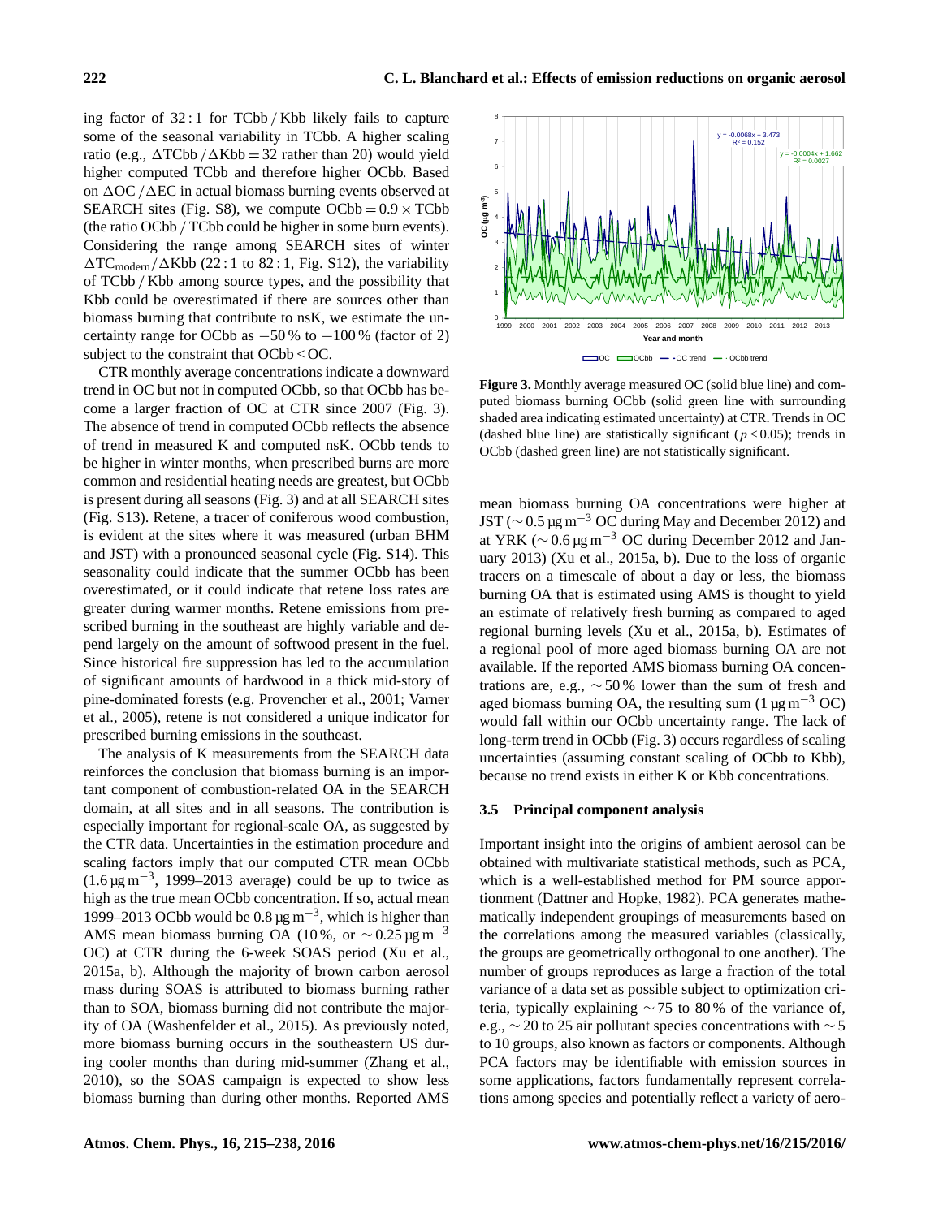ing factor of 32 : 1 for TCbb / Kbb likely fails to capture some of the seasonal variability in TCbb. A higher scaling ratio (e.g., $\Delta$TCbb / $\Delta$Kbb = 32 rather than 20) would yield higher computed TCbb and therefore higher OCbb. Based on $\Delta$OC / $\Delta$EC in actual biomass burning events observed at SEARCH sites (Fig. S8), we compute OCbb = 0.9 × TCbb (the ratio OCbb / TCbb could be higher in some burn events). Considering the range among SEARCH sites of winter $\Delta TC_{modern}/\Delta Kbb$ (22 : 1 to 82 : 1, Fig. S12), the variability of TCbb / Kbb among source types, and the possibility that Kbb could be overestimated if there are sources other than biomass burning that contribute to nsK, we estimate the uncertainty range for OCbb as −50 % to +100 % (factor of 2) subject to the constraint that OCbb < OC.

CTR monthly average concentrations indicate a downward trend in OC but not in computed OCbb, so that OCbb has become a larger fraction of OC at CTR since 2007 (Fig. 3). The absence of trend in computed OCbb reflects the absence of trend in measured K and computed nsK. OCbb tends to be higher in winter months, when prescribed burns are more common and residential heating needs are greatest, but OCbb is present during all seasons (Fig. 3) and at all SEARCH sites (Fig. S13). Retene, a tracer of coniferous wood combustion, is evident at the sites where it was measured (urban BHM and JST) with a pronounced seasonal cycle (Fig. S14). This seasonality could indicate that the summer OCbb has been overestimated, or it could indicate that retene loss rates are greater during warmer months. Retene emissions from prescribed burning in the southeast are highly variable and depend largely on the amount of softwood present in the fuel. Since historical fire suppression has led to the accumulation of significant amounts of hardwood in a thick mid-story of pine-dominated forests (e.g. Provencher et al., 2001; Varner et al., 2005), retene is not considered a unique indicator for prescribed burning emissions in the southeast.

The analysis of K measurements from the SEARCH data reinforces the conclusion that biomass burning is an important component of combustion-related OA in the SEARCH domain, at all sites and in all seasons. The contribution is especially important for regional-scale OA, as suggested by the CTR data. Uncertainties in the estimation procedure and scaling factors imply that our computed CTR mean OCbb (1.6 $\mu g\,m^{-3}$, 1999–2013 average) could be up to twice as high as the true mean OCbb concentration. If so, actual mean 1999–2013 OCbb would be 0.8 $\mu g\,m^{-3}$, which is higher than AMS mean biomass burning OA (10 %, or $\sim$0.25 $\mu g\,m^{-3}$ OC) at CTR during the 6-week SOAS period (Xu et al., 2015a, b). Although the majority of brown carbon aerosol mass during SOAS is attributed to biomass burning rather than to SOA, biomass burning did not contribute the majority of OA (Washenfelder et al., 2015). As previously noted, more biomass burning occurs in the southeastern US during cooler months than during mid-summer (Zhang et al., 2010), so the SOAS campaign is expected to show less biomass burning than during other months. Reported AMS mean biomass burning OA concentrations were higher at JST ($\sim$0.5 $\mu g\,m^{-3}$ OC during May and December 2012) and at YRK ($\sim$0.6 $\mu g\,m^{-3}$ OC during December 2012 and January 2013) (Xu et al., 2015a, b). Due to the loss of organic tracers on a timescale of about a day or less, the biomass burning OA that is estimated using AMS is thought to yield an estimate of relatively fresh burning as compared to aged regional burning levels (Xu et al., 2015a, b). Estimates of a regional pool of more aged biomass burning OA are not available. If the reported AMS biomass burning OA concentrations are, e.g., $\sim$50 % lower than the sum of fresh and aged biomass burning OA, the resulting sum (1 $\mu g\,m^{-3}$ OC) would fall within our OCbb uncertainty range. The lack of long-term trend in OCbb (Fig. 3) occurs regardless of scaling uncertainties (assuming constant scaling of OCbb to Kbb), because no trend exists in either K or Kbb concentrations.

**Figure 3.** Monthly average measured OC (solid blue line) and computed biomass burning OCbb (solid green line with surrounding shaded area indicating estimated uncertainty) at CTR. Trends in OC (dashed blue line) are statistically significant ($p < 0.05$); trends in OCbb (dashed green line) are not statistically significant.

### 3.5 Principal component analysis

Important insight into the origins of ambient aerosol can be obtained with multivariate statistical methods, such as PCA, which is a well-established method for PM source apportionment (Dattner and Hopke, 1982). PCA generates mathematically independent groupings of measurements based on the correlations among the measured variables (classically, the groups are geometrically orthogonal to one another). The number of groups reproduces as large a fraction of the total variance of a data set as possible subject to optimization criteria, typically explaining $\sim$75 to 80 % of the variance of, e.g., $\sim$20 to 25 air pollutant species concentrations with $\sim$5 to 10 groups, also known as factors or components. Although PCA factors may be identifiable with emission sources in some applications, factors fundamentally represent correlations among species and potentially reflect a variety of aero-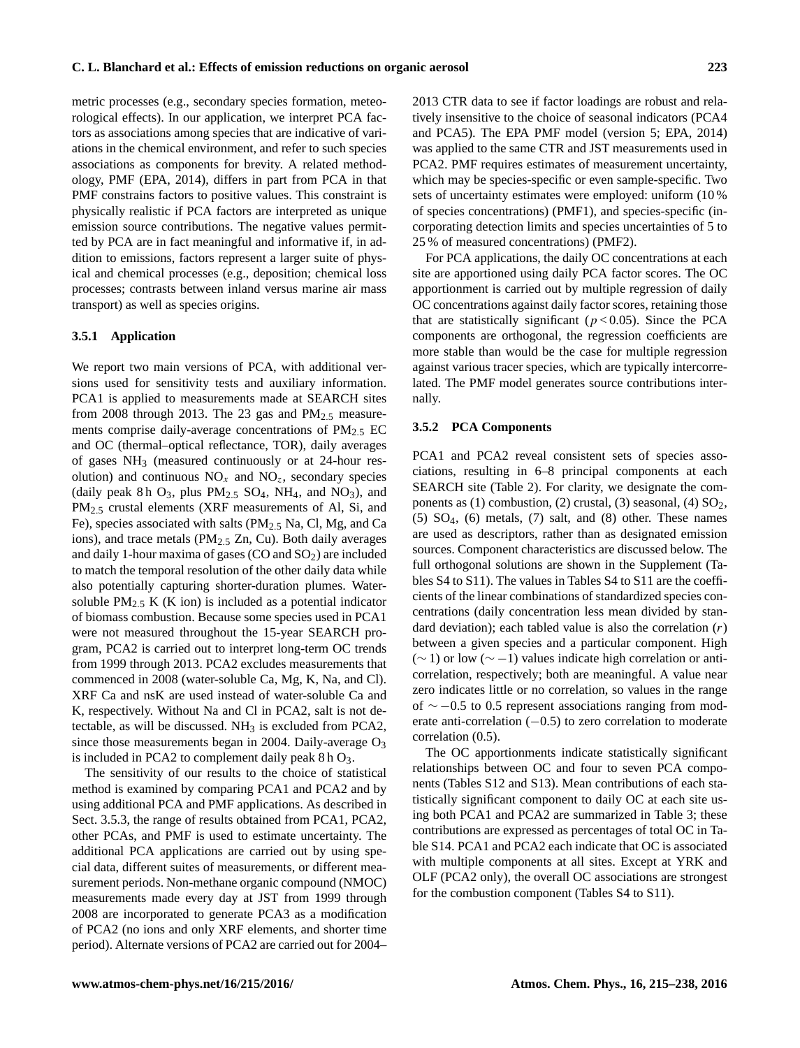metric processes (e.g., secondary species formation, meteorological effects). In our application, we interpret PCA factors as associations among species that are indicative of variations in the chemical environment, and refer to such species associations as components for brevity. A related methodology, PMF (EPA, 2014), differs in part from PCA in that PMF constrains factors to positive values. This constraint is physically realistic if PCA factors are interpreted as unique emission source contributions. The negative values permitted by PCA are in fact meaningful and informative if, in addition to emissions, factors represent a larger suite of physical and chemical processes (e.g., deposition; chemical loss processes; contrasts between inland versus marine air mass transport) as well as species origins.

#### 3.5.1 Application

We report two main versions of PCA, with additional versions used for sensitivity tests and auxiliary information. PCA1 is applied to measurements made at SEARCH sites from 2008 through 2013. The 23 gas and $PM_{2.5}$ measurements comprise daily-average concentrations of $PM_{2.5}$ EC and OC (thermal–optical reflectance, TOR), daily averages of gases $NH_3$ (measured continuously or at 24-hour resolution) and continuous $NO_x$ and $NO_z$, secondary species (daily peak 8 h $O_3$, plus $PM_{2.5}$ $SO_4$, $NH_4$, and $NO_3$), and $PM_{2.5}$ crustal elements (XRF measurements of Al, Si, and Fe), species associated with salts ($PM_{2.5}$ Na, Cl, Mg, and Ca ions), and trace metals ($PM_{2.5}$ Zn, Cu). Both daily averages and daily 1-hour maxima of gases (CO and $SO_2$) are included to match the temporal resolution of the other daily data while also potentially capturing shorter-duration plumes. Water-soluble $PM_{2.5}$ K (K ion) is included as a potential indicator of biomass combustion. Because some species used in PCA1 were not measured throughout the 15-year SEARCH program, PCA2 is carried out to interpret long-term OC trends from 1999 through 2013. PCA2 excludes measurements that commenced in 2008 (water-soluble Ca, Mg, K, Na, and Cl). XRF Ca and nsK are used instead of water-soluble Ca and K, respectively. Without Na and Cl in PCA2, salt is not detectable, as will be discussed. $NH_3$ is excluded from PCA2, since those measurements began in 2004. Daily-average $O_3$ is included in PCA2 to complement daily peak 8 h $O_3$.

The sensitivity of our results to the choice of statistical method is examined by comparing PCA1 and PCA2 and by using additional PCA and PMF applications. As described in Sect. 3.5.3, the range of results obtained from PCA1, PCA2, other PCAs, and PMF is used to estimate uncertainty. The additional PCA applications are carried out by using special data, different suites of measurements, or different measurement periods. Non-methane organic compound (NMOC) measurements made every day at JST from 1999 through 2008 are incorporated to generate PCA3 as a modification of PCA2 (no ions and only XRF elements, and shorter time period). Alternate versions of PCA2 are carried out for 2004–2013 CTR data to see if factor loadings are robust and relatively insensitive to the choice of seasonal indicators (PCA4 and PCA5). The EPA PMF model (version 5; EPA, 2014) was applied to the same CTR and JST measurements used in PCA2. PMF requires estimates of measurement uncertainty, which may be species-specific or even sample-specific. Two sets of uncertainty estimates were employed: uniform (10 % of species concentrations) (PMF1), and species-specific (incorporating detection limits and species uncertainties of 5 to 25 % of measured concentrations) (PMF2).

For PCA applications, the daily OC concentrations at each site are apportioned using daily PCA factor scores. The OC apportionment is carried out by multiple regression of daily OC concentrations against daily factor scores, retaining those that are statistically significant ($p < 0.05$). Since the PCA components are orthogonal, the regression coefficients are more stable than would be the case for multiple regression against various tracer species, which are typically intercorrelated. The PMF model generates source contributions internally.

#### 3.5.2 PCA Components

PCA1 and PCA2 reveal consistent sets of species associations, resulting in 6–8 principal components at each SEARCH site (Table 2). For clarity, we designate the components as (1) combustion, (2) crustal, (3) seasonal, (4) $SO_2$, (5) $SO_4$, (6) metals, (7) salt, and (8) other. These names are used as descriptors, rather than as designated emission sources. Component characteristics are discussed below. The full orthogonal solutions are shown in the Supplement (Tables S4 to S11). The values in Tables S4 to S11 are the coefficients of the linear combinations of standardized species concentrations (daily concentration less mean divided by standard deviation); each tabled value is also the correlation ($r$) between a given species and a particular component. High ($\sim 1$) or low ($\sim -1$) values indicate high correlation or anticorrelation, respectively; both are meaningful. A value near zero indicates little or no correlation, so values in the range of $\sim -0.5$ to 0.5 represent associations ranging from moderate anti-correlation ($-0.5$) to zero correlation to moderate correlation (0.5).

The OC apportionments indicate statistically significant relationships between OC and four to seven PCA components (Tables S12 and S13). Mean contributions of each statistically significant component to daily OC at each site using both PCA1 and PCA2 are summarized in Table 3; these contributions are expressed as percentages of total OC in Table S14. PCA1 and PCA2 each indicate that OC is associated with multiple components at all sites. Except at YRK and OLF (PCA2 only), the overall OC associations are strongest for the combustion component (Tables S4 to S11).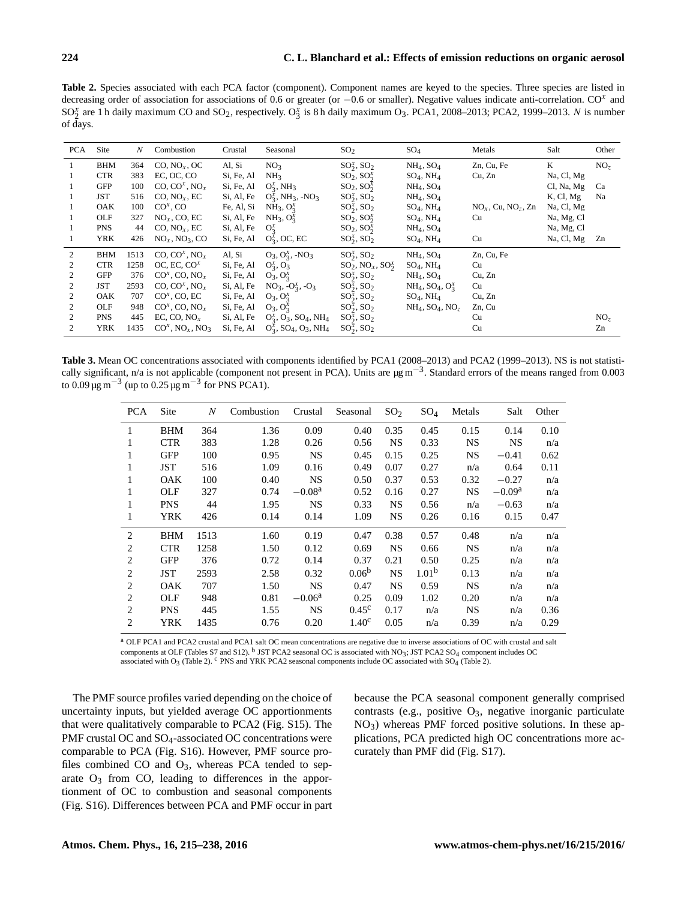**Table 2.** Species associated with each PCA factor (component). Component names are keyed to the species. Three species are listed in decreasing order of association for associations of 0.6 or greater (or −0.6 or smaller). Negative values indicate anti-correlation. $CO^x$ and $SO_2^x$ are 1 h daily maximum CO and $SO_2$, respectively. $O_3^x$ is 8 h daily maximum $O_3$. PCA1, 2008–2013; PCA2, 1999–2013. $N$ is number of days.

| PCA | Site | $N$ | Combustion | Crustal | Seasonal | $SO_2$ | $SO_4$ | Metals | Salt | Other |
|---|---|---|---|---|---|---|---|---|---|---|
| 1 | BHM | 364 | CO, $NO_x$, OC | Al, Si | $NO_3$ | $SO_2^x$, $SO_2$ | $NH_4$, $SO_4$ | Zn, Cu, Fe | K | $NO_z$ |
| 1 | CTR | 383 | EC, OC, CO | Si, Fe, Al | $NH_3$ | $SO_2$, $SO_2^x$ | $SO_4$, $NH_4$ | Cu, Zn | Na, Cl, Mg | |
| 1 | GFP | 100 | CO, $CO^x$, $NO_x$ | Si, Fe, Al | $O_3^x$, $NH_3$ | $SO_2$, $SO_2^x$ | $NH_4$, $SO_4$ | | Cl, Na, Mg | Ca |
| 1 | JST | 516 | CO, $NO_x$, EC | Si, Al, Fe | $O_3^x$, $NH_3$, -$NO_3$ | $SO_2^x$, $SO_2$ | $NH_4$, $SO_4$ | | K, Cl, Mg | Na |
| 1 | OAK | 100 | $CO^x$, CO | Fe, Al, Si | $NH_3$, $O_3^x$ | $SO_2^x$, $SO_2$ | $SO_4$, $NH_4$ | $NO_x$, Cu, $NO_z$, Zn | Na, Cl, Mg | |
| 1 | OLF | 327 | $NO_x$, CO, EC | Si, Al, Fe | $NH_3$, $O_3^x$ | $SO_2$, $SO_2^x$ | $SO_4$, $NH_4$ | Cu | Na, Mg, Cl | |
| 1 | PNS | 44 | CO, $NO_x$, EC | Si, Al, Fe | $O_3^x$ | $SO_2$, $SO_2^x$ | $NH_4$, $SO_4$ | | Na, Mg, Cl | |
| 1 | YRK | 426 | $NO_x$, $NO_3$, CO | Si, Fe, Al | $O_3^x$, OC, EC | $SO_2^x$, $SO_2$ | $SO_4$, $NH_4$ | Cu | Na, Cl, Mg | Zn |
| 2 | BHM | 1513 | CO, $CO^x$, $NO_x$ | Al, Si | $O_3$, $O_3^x$, -$NO_3$ | $SO_2^x$, $SO_2$ | $NH_4$, $SO_4$ | Zn, Cu, Fe | | |
| 2 | CTR | 1258 | OC, EC, $CO^x$ | Si, Fe, Al | $O_3^x$, $O_3$ | $SO_2$, $NO_x$, $SO_2^x$ | $SO_4$, $NH_4$ | Cu | | |
| 2 | GFP | 376 | $CO^x$, CO, $NO_x$ | Si, Fe, Al | $O_3$, $O_3^x$ | $SO_2^x$, $SO_2$ | $NH_4$, $SO_4$ | Cu, Zn | | |
| 2 | JST | 2593 | CO, $CO^x$, $NO_x$ | Si, Al, Fe | $NO_3$, -$O_3^x$, -$O_3$ | $SO_2^x$, $SO_2$ | $NH_4$, $SO_4$, $O_3^x$ | Cu | | |
| 2 | OAK | 707 | $CO^x$, CO, EC | Si, Fe, Al | $O_3$, $O_3^x$ | $SO_2^x$, $SO_2$ | $SO_4$, $NH_4$ | Cu, Zn | | |
| 2 | OLF | 948 | $CO^x$, CO, $NO_x$ | Si, Fe, Al | $O_3$, $O_3^x$ | $SO_2^x$, $SO_2$ | $NH_4$, $SO_4$, $NO_z$ | Zn, Cu | | |
| 2 | PNS | 445 | EC, CO, $NO_x$ | Si, Al, Fe | $O_3^x$, $O_3$, $SO_4$, $NH_4$ | $SO_2^x$, $SO_2$ | | Cu | | $NO_z$ |
| 2 | YRK | 1435 | $CO^x$, $NO_x$, $NO_3$ | Si, Fe, Al | $O_3^x$, $SO_4$, $O_3$, $NH_4$ | $SO_2^x$, $SO_2$ | | Cu | | Zn |

**Table 3.** Mean OC concentrations associated with components identified by PCA1 (2008–2013) and PCA2 (1999–2013). NS is not statistically significant, n/a is not applicable (component not present in PCA). Units are $\mu g\,m^{-3}$. Standard errors of the means ranged from 0.003 to 0.09 $\mu g\,m^{-3}$ (up to 0.25 $\mu g\,m^{-3}$ for PNS PCA1).

| PCA | Site | $N$ | Combustion | Crustal | Seasonal | $SO_2$ | $SO_4$ | Metals | Salt | Other |
|---|---|---|---|---|---|---|---|---|---|---|
| 1 | BHM | 364 | 1.36 | 0.09 | 0.40 | 0.35 | 0.45 | 0.15 | 0.14 | 0.10 |
| 1 | CTR | 383 | 1.28 | 0.26 | 0.56 | NS | 0.33 | NS | NS | n/a |
| 1 | GFP | 100 | 0.95 | NS | 0.45 | 0.15 | 0.25 | NS | −0.41 | 0.62 |
| 1 | JST | 516 | 1.09 | 0.16 | 0.49 | 0.07 | 0.27 | n/a | 0.64 | 0.11 |
| 1 | OAK | 100 | 0.40 | NS | 0.50 | 0.37 | 0.53 | 0.32 | −0.27 | n/a |
| 1 | OLF | 327 | 0.74 | −0.08[a] | 0.52 | 0.16 | 0.27 | NS | −0.09[a] | n/a |
| 1 | PNS | 44 | 1.95 | NS | 0.33 | NS | 0.56 | n/a | −0.63 | n/a |
| 1 | YRK | 426 | 0.14 | 0.14 | 1.09 | NS | 0.26 | 0.16 | 0.15 | 0.47 |
| 2 | BHM | 1513 | 1.60 | 0.19 | 0.47 | 0.38 | 0.57 | 0.48 | n/a | n/a |
| 2 | CTR | 1258 | 1.50 | 0.12 | 0.69 | NS | 0.66 | NS | n/a | n/a |
| 2 | GFP | 376 | 0.72 | 0.14 | 0.37 | 0.21 | 0.50 | 0.25 | n/a | n/a |
| 2 | JST | 2593 | 2.58 | 0.32 | 0.06[b] | NS | 1.01[b] | 0.13 | n/a | n/a |
| 2 | OAK | 707 | 1.50 | NS | 0.47 | NS | 0.59 | NS | n/a | n/a |
| 2 | OLF | 948 | 0.81 | −0.06[a] | 0.25 | 0.09 | 1.02 | 0.20 | n/a | n/a |
| 2 | PNS | 445 | 1.55 | NS | 0.45[c] | 0.17 | n/a | NS | n/a | 0.36 |
| 2 | YRK | 1435 | 0.76 | 0.20 | 1.40[c] | 0.05 | n/a | 0.39 | n/a | 0.29 |

[a] OLF PCA1 and PCA2 crustal and PCA1 salt OC mean concentrations are negative due to inverse associations of OC with crustal and salt components at OLF (Tables S7 and S12). [b] JST PCA2 seasonal OC is associated with $NO_3$; JST PCA2 $SO_4$ component includes OC associated with $O_3$ (Table 2). [c] PNS and YRK PCA2 seasonal components include OC associated with $SO_4$ (Table 2).

The PMF source profiles varied depending on the choice of uncertainty inputs, but yielded average OC apportionments that were qualitatively comparable to PCA2 (Fig. S15). The PMF crustal OC and $SO_4$-associated OC concentrations were comparable to PCA (Fig. S16). However, PMF source profiles combined CO and $O_3$, whereas PCA tended to separate $O_3$ from CO, leading to differences in the apportionment of OC to combustion and seasonal components (Fig. S16). Differences between PCA and PMF occur in part because the PCA seasonal component generally comprised contrasts (e.g., positive $O_3$, negative inorganic particulate $NO_3$) whereas PMF forced positive solutions. In these applications, PCA predicted high OC concentrations more accurately than PMF did (Fig. S17).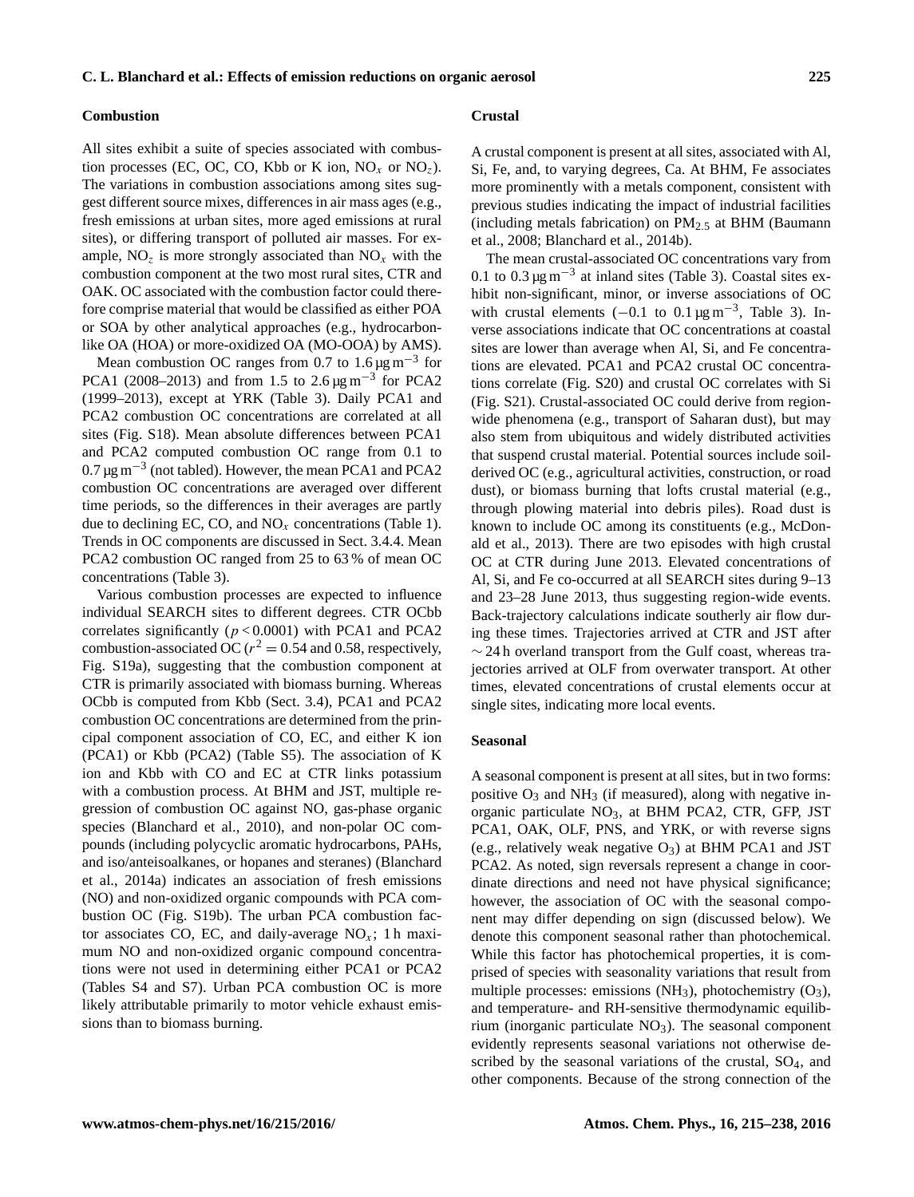### Combustion

All sites exhibit a suite of species associated with combustion processes (EC, OC, CO, Kbb or K ion, $NO_x$ or $NO_z$). The variations in combustion associations among sites suggest different source mixes, differences in air mass ages (e.g., fresh emissions at urban sites, more aged emissions at rural sites), or differing transport of polluted air masses. For example, $NO_z$ is more strongly associated than $NO_x$ with the combustion component at the two most rural sites, CTR and OAK. OC associated with the combustion factor could therefore comprise material that would be classified as either POA or SOA by other analytical approaches (e.g., hydrocarbon-like OA (HOA) or more-oxidized OA (MO-OOA) by AMS).

Mean combustion OC ranges from 0.7 to 1.6 $\mu g\,m^{-3}$ for PCA1 (2008–2013) and from 1.5 to 2.6 $\mu g\,m^{-3}$ for PCA2 (1999–2013), except at YRK (Table 3). Daily PCA1 and PCA2 combustion OC concentrations are correlated at all sites (Fig. S18). Mean absolute differences between PCA1 and PCA2 computed combustion OC range from 0.1 to 0.7 $\mu g\,m^{-3}$ (not tabled). However, the mean PCA1 and PCA2 combustion OC concentrations are averaged over different time periods, so the differences in their averages are partly due to declining EC, CO, and $NO_x$ concentrations (Table 1). Trends in OC components are discussed in Sect. 3.4.4. Mean PCA2 combustion OC ranged from 25 to 63 % of mean OC concentrations (Table 3).

Various combustion processes are expected to influence individual SEARCH sites to different degrees. CTR OCbb correlates significantly ($p < 0.0001$) with PCA1 and PCA2 combustion-associated OC ($r^2 = 0.54$ and 0.58, respectively, Fig. S19a), suggesting that the combustion component at CTR is primarily associated with biomass burning. Whereas OCbb is computed from Kbb (Sect. 3.4), PCA1 and PCA2 combustion OC concentrations are determined from the principal component association of CO, EC, and either K ion (PCA1) or Kbb (PCA2) (Table S5). The association of K ion and Kbb with CO and EC at CTR links potassium with a combustion process. At BHM and JST, multiple regression of combustion OC against NO, gas-phase organic species (Blanchard et al., 2010), and non-polar OC compounds (including polycyclic aromatic hydrocarbons, PAHs, and iso/anteisoalkanes, or hopanes and steranes) (Blanchard et al., 2014a) indicates an association of fresh emissions (NO) and non-oxidized organic compounds with PCA combustion OC (Fig. S19b). The urban PCA combustion factor associates CO, EC, and daily-average $NO_x$; 1 h maximum NO and non-oxidized organic compound concentrations were not used in determining either PCA1 or PCA2 (Tables S4 and S7). Urban PCA combustion OC is more likely attributable primarily to motor vehicle exhaust emissions than to biomass burning.

### Crustal

A crustal component is present at all sites, associated with Al, Si, Fe, and, to varying degrees, Ca. At BHM, Fe associates more prominently with a metals component, consistent with previous studies indicating the impact of industrial facilities (including metals fabrication) on $PM_{2.5}$ at BHM (Baumann et al., 2008; Blanchard et al., 2014b).

The mean crustal-associated OC concentrations vary from 0.1 to 0.3 $\mu g\,m^{-3}$ at inland sites (Table 3). Coastal sites exhibit non-significant, minor, or inverse associations of OC with crustal elements (−0.1 to 0.1 $\mu g\,m^{-3}$, Table 3). Inverse associations indicate that OC concentrations at coastal sites are lower than average when Al, Si, and Fe concentrations are elevated. PCA1 and PCA2 crustal OC concentrations correlate (Fig. S20) and crustal OC correlates with Si (Fig. S21). Crustal-associated OC could derive from region-wide phenomena (e.g., transport of Saharan dust), but may also stem from ubiquitous and widely distributed activities that suspend crustal material. Potential sources include soil-derived OC (e.g., agricultural activities, construction, or road dust), or biomass burning that lofts crustal material (e.g., through plowing material into debris piles). Road dust is known to include OC among its constituents (e.g., McDonald et al., 2013). There are two episodes with high crustal OC at CTR during June 2013. Elevated concentrations of Al, Si, and Fe co-occurred at all SEARCH sites during 9–13 and 23–28 June 2013, thus suggesting region-wide events. Back-trajectory calculations indicate southerly air flow during these times. Trajectories arrived at CTR and JST after ∼ 24 h overland transport from the Gulf coast, whereas trajectories arrived at OLF from overwater transport. At other times, elevated concentrations of crustal elements occur at single sites, indicating more local events.

### Seasonal

A seasonal component is present at all sites, but in two forms: positive $O_3$ and $NH_3$ (if measured), along with negative inorganic particulate $NO_3$, at BHM PCA2, CTR, GFP, JST PCA1, OAK, OLF, PNS, and YRK, or with reverse signs (e.g., relatively weak negative $O_3$) at BHM PCA1 and JST PCA2. As noted, sign reversals represent a change in coordinate directions and need not have physical significance; however, the association of OC with the seasonal component may differ depending on sign (discussed below). We denote this component seasonal rather than photochemical. While this factor has photochemical properties, it is comprised of species with seasonality variations that result from multiple processes: emissions ($NH_3$), photochemistry ($O_3$), and temperature- and RH-sensitive thermodynamic equilibrium (inorganic particulate $NO_3$). The seasonal component evidently represents seasonal variations not otherwise described by the seasonal variations of the crustal, $SO_4$, and other components. Because of the strong connection of the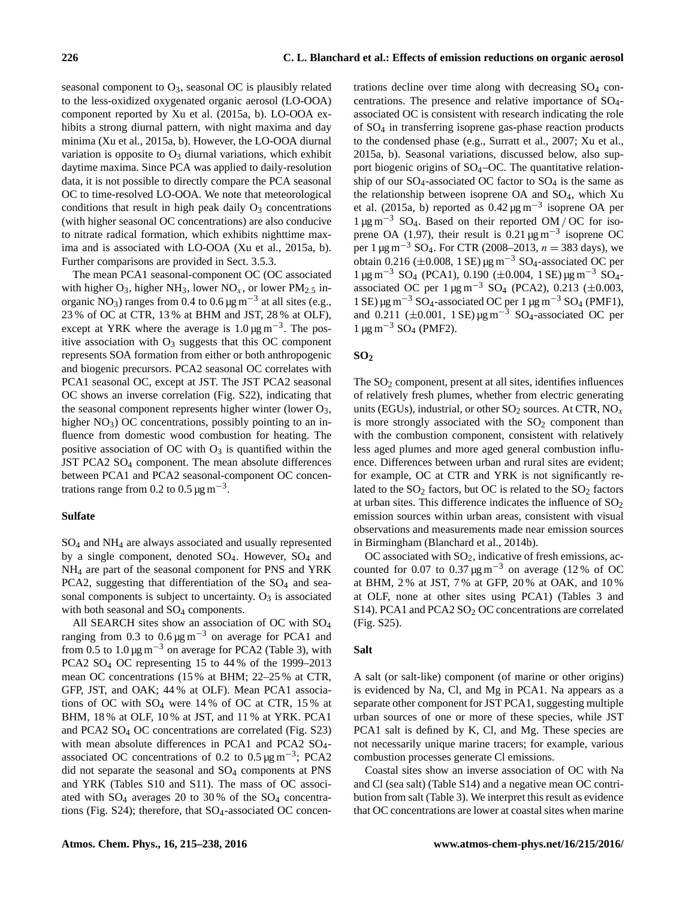seasonal component to $O_3$, seasonal OC is plausibly related to the less-oxidized oxygenated organic aerosol (LO-OOA) component reported by Xu et al. (2015a, b). LO-OOA exhibits a strong diurnal pattern, with night maxima and day minima (Xu et al., 2015a, b). However, the LO-OOA diurnal variation is opposite to $O_3$ diurnal variations, which exhibit daytime maxima. Since PCA was applied to daily-resolution data, it is not possible to directly compare the PCA seasonal OC to time-resolved LO-OOA. We note that meteorological conditions that result in high peak daily $O_3$ concentrations (with higher seasonal OC concentrations) are also conducive to nitrate radical formation, which exhibits nighttime maxima and is associated with LO-OOA (Xu et al., 2015a, b). Further comparisons are provided in Sect. 3.5.3.

The mean PCA1 seasonal-component OC (OC associated with higher $O_3$, higher $NH_3$, lower $NO_x$, or lower $PM_{2.5}$ inorganic $NO_3$) ranges from 0.4 to 0.6 $\mu g\,m^{-3}$ at all sites (e.g., 23 % of OC at CTR, 13 % at BHM and JST, 28 % at OLF), except at YRK where the average is 1.0 $\mu g\,m^{-3}$. The positive association with $O_3$ suggests that this OC component represents SOA formation from either or both anthropogenic and biogenic precursors. PCA2 seasonal OC correlates with PCA1 seasonal OC, except at JST. The JST PCA2 seasonal OC shows an inverse correlation (Fig. S22), indicating that the seasonal component represents higher winter (lower $O_3$, higher $NO_3$) OC concentrations, possibly pointing to an influence from domestic wood combustion for heating. The positive association of OC with $O_3$ is quantified within the JST PCA2 $SO_4$ component. The mean absolute differences between PCA1 and PCA2 seasonal-component OC concentrations range from 0.2 to 0.5 $\mu g\,m^{-3}$.

**Sulfate**

$SO_4$ and $NH_4$ are always associated and usually represented by a single component, denoted $SO_4$. However, $SO_4$ and $NH_4$ are part of the seasonal component for PNS and YRK PCA2, suggesting that differentiation of the $SO_4$ and seasonal components is subject to uncertainty. $O_3$ is associated with both seasonal and $SO_4$ components.

All SEARCH sites show an association of OC with $SO_4$ ranging from 0.3 to 0.6 $\mu g\,m^{-3}$ on average for PCA1 and from 0.5 to 1.0 $\mu g\,m^{-3}$ on average for PCA2 (Table 3), with PCA2 $SO_4$ OC representing 15 to 44 % of the 1999–2013 mean OC concentrations (15 % at BHM; 22–25 % at CTR, GFP, JST, and OAK; 44 % at OLF). Mean PCA1 associations of OC with $SO_4$ were 14 % of OC at CTR, 15 % at BHM, 18 % at OLF, 10 % at JST, and 11 % at YRK. PCA1 and PCA2 $SO_4$ OC concentrations are correlated (Fig. S23) with mean absolute differences in PCA1 and PCA2 $SO_4$-associated OC concentrations of 0.2 to 0.5 $\mu g\,m^{-3}$; PCA2 did not separate the seasonal and $SO_4$ components at PNS and YRK (Tables S10 and S11). The mass of OC associated with $SO_4$ averages 20 to 30 % of the $SO_4$ concentrations (Fig. S24); therefore, that $SO_4$-associated OC concentrations decline over time along with decreasing $SO_4$ concentrations. The presence and relative importance of $SO_4$-associated OC is consistent with research indicating the role of $SO_4$ in transferring isoprene gas-phase reaction products to the condensed phase (e.g., Surratt et al., 2007; Xu et al., 2015a, b). Seasonal variations, discussed below, also support biogenic origins of $SO_4$–OC. The quantitative relationship of our $SO_4$-associated OC factor to $SO_4$ is the same as the relationship between isoprene OA and $SO_4$, which Xu et al. (2015a, b) reported as 0.42 $\mu g\,m^{-3}$ isoprene OA per 1 $\mu g\,m^{-3}$ $SO_4$. Based on their reported OM / OC for isoprene OA (1.97), their result is 0.21 $\mu g\,m^{-3}$ isoprene OC per 1 $\mu g\,m^{-3}$ $SO_4$. For CTR (2008–2013, $n = 383$ days), we obtain 0.216 ($\pm$0.008, 1 SE) $\mu g\,m^{-3}$ $SO_4$-associated OC per 1 $\mu g\,m^{-3}$ $SO_4$ (PCA1), 0.190 ($\pm$0.004, 1 SE) $\mu g\,m^{-3}$ $SO_4$-associated OC per 1 $\mu g\,m^{-3}$ $SO_4$ (PCA2), 0.213 ($\pm$0.003, 1 SE) $\mu g\,m^{-3}$ $SO_4$-associated OC per 1 $\mu g\,m^{-3}$ $SO_4$ (PMF1), and 0.211 ($\pm$0.001, 1 SE) $\mu g\,m^{-3}$ $SO_4$-associated OC per 1 $\mu g\,m^{-3}$ $SO_4$ (PMF2).

**$SO_2$**

The $SO_2$ component, present at all sites, identifies influences of relatively fresh plumes, whether from electric generating units (EGUs), industrial, or other $SO_2$ sources. At CTR, $NO_x$ is more strongly associated with the $SO_2$ component than with the combustion component, consistent with relatively less aged plumes and more aged general combustion influence. Differences between urban and rural sites are evident; for example, OC at CTR and YRK is not significantly related to the $SO_2$ factors, but OC is related to the $SO_2$ factors at urban sites. This difference indicates the influence of $SO_2$ emission sources within urban areas, consistent with visual observations and measurements made near emission sources in Birmingham (Blanchard et al., 2014b).

OC associated with $SO_2$, indicative of fresh emissions, accounted for 0.07 to 0.37 $\mu g\,m^{-3}$ on average (12 % of OC at BHM, 2 % at JST, 7 % at GFP, 20 % at OAK, and 10 % at OLF, none at other sites using PCA1) (Tables 3 and S14). PCA1 and PCA2 $SO_2$ OC concentrations are correlated (Fig. S25).

**Salt**

A salt (or salt-like) component (of marine or other origins) is evidenced by Na, Cl, and Mg in PCA1. Na appears as a separate other component for JST PCA1, suggesting multiple urban sources of one or more of these species, while JST PCA1 salt is defined by K, Cl, and Mg. These species are not necessarily unique marine tracers; for example, various combustion processes generate Cl emissions.

Coastal sites show an inverse association of OC with Na and Cl (sea salt) (Table S14) and a negative mean OC contribution from salt (Table 3). We interpret this result as evidence that OC concentrations are lower at coastal sites when marine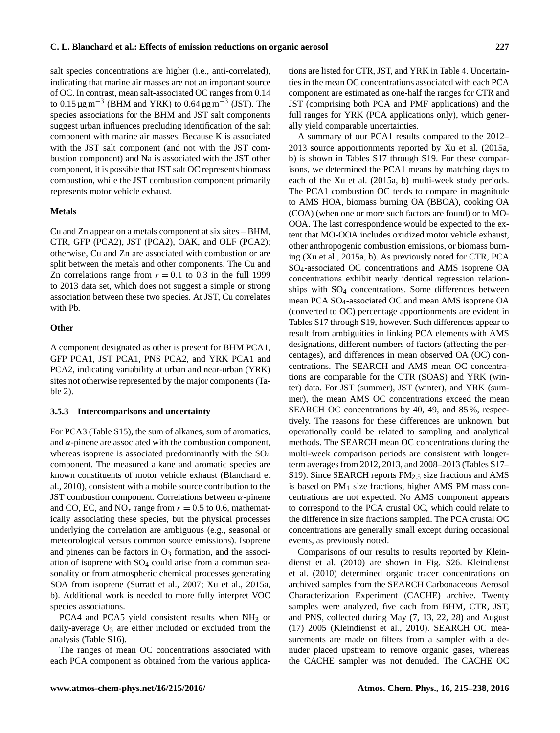salt species concentrations are higher (i.e., anti-correlated), indicating that marine air masses are not an important source of OC. In contrast, mean salt-associated OC ranges from 0.14 to 0.15 $\mu g\,m^{-3}$ (BHM and YRK) to 0.64 $\mu g\,m^{-3}$ (JST). The species associations for the BHM and JST salt components suggest urban influences precluding identification of the salt component with marine air masses. Because K is associated with the JST salt component (and not with the JST combustion component) and Na is associated with the JST other component, it is possible that JST salt OC represents biomass combustion, while the JST combustion component primarily represents motor vehicle exhaust.

**Metals**

Cu and Zn appear on a metals component at six sites – BHM, CTR, GFP (PCA2), JST (PCA2), OAK, and OLF (PCA2); otherwise, Cu and Zn are associated with combustion or are split between the metals and other components. The Cu and Zn correlations range from $r = 0.1$ to 0.3 in the full 1999 to 2013 data set, which does not suggest a simple or strong association between these two species. At JST, Cu correlates with Pb.

**Other**

A component designated as other is present for BHM PCA1, GFP PCA1, JST PCA1, PNS PCA2, and YRK PCA1 and PCA2, indicating variability at urban and near-urban (YRK) sites not otherwise represented by the major components (Table 2).

### 3.5.3 Intercomparisons and uncertainty

For PCA3 (Table S15), the sum of alkanes, sum of aromatics, and $\alpha$-pinene are associated with the combustion component, whereas isoprene is associated predominantly with the $SO_4$ component. The measured alkane and aromatic species are known constituents of motor vehicle exhaust (Blanchard et al., 2010), consistent with a mobile source contribution to the JST combustion component. Correlations between $\alpha$-pinene and CO, EC, and $NO_x$ range from $r = 0.5$ to 0.6, mathematically associating these species, but the physical processes underlying the correlation are ambiguous (e.g., seasonal or meteorological versus common source emissions). Isoprene and pinenes can be factors in $O_3$ formation, and the association of isoprene with $SO_4$ could arise from a common seasonality or from atmospheric chemical processes generating SOA from isoprene (Surratt et al., 2007; Xu et al., 2015a, b). Additional work is needed to more fully interpret VOC species associations.

PCA4 and PCA5 yield consistent results when $NH_3$ or daily-average $O_3$ are either included or excluded from the analysis (Table S16).

The ranges of mean OC concentrations associated with each PCA component as obtained from the various applications are listed for CTR, JST, and YRK in Table 4. Uncertainties in the mean OC concentrations associated with each PCA component are estimated as one-half the ranges for CTR and JST (comprising both PCA and PMF applications) and the full ranges for YRK (PCA applications only), which generally yield comparable uncertainties.

A summary of our PCA1 results compared to the 2012–2013 source apportionments reported by Xu et al. (2015a, b) is shown in Tables S17 through S19. For these comparisons, we determined the PCA1 means by matching days to each of the Xu et al. (2015a, b) multi-week study periods. The PCA1 combustion OC tends to compare in magnitude to AMS HOA, biomass burning OA (BBOA), cooking OA (COA) (when one or more such factors are found) or to MO-OOA. The last correspondence would be expected to the extent that MO-OOA includes oxidized motor vehicle exhaust, other anthropogenic combustion emissions, or biomass burning (Xu et al., 2015a, b). As previously noted for CTR, PCA $SO_4$-associated OC concentrations and AMS isoprene OA concentrations exhibit nearly identical regression relationships with $SO_4$ concentrations. Some differences between mean PCA $SO_4$-associated OC and mean AMS isoprene OA (converted to OC) percentage apportionments are evident in Tables S17 through S19, however. Such differences appear to result from ambiguities in linking PCA elements with AMS designations, different numbers of factors (affecting the percentages), and differences in mean observed OA (OC) concentrations. The SEARCH and AMS mean OC concentrations are comparable for the CTR (SOAS) and YRK (winter) data. For JST (summer), JST (winter), and YRK (summer), the mean AMS OC concentrations exceed the mean SEARCH OC concentrations by 40, 49, and 85 %, respectively. The reasons for these differences are unknown, but operationally could be related to sampling and analytical methods. The SEARCH mean OC concentrations during the multi-week comparison periods are consistent with longer-term averages from 2012, 2013, and 2008–2013 (Tables S17–S19). Since SEARCH reports $PM_{2.5}$ size fractions and AMS is based on $PM_1$ size fractions, higher AMS PM mass concentrations are not expected. No AMS component appears to correspond to the PCA crustal OC, which could relate to the difference in size fractions sampled. The PCA crustal OC concentrations are generally small except during occasional events, as previously noted.

Comparisons of our results to results reported by Kleindienst et al. (2010) are shown in Fig. S26. Kleindienst et al. (2010) determined organic tracer concentrations on archived samples from the SEARCH Carbonaceous Aerosol Characterization Experiment (CACHE) archive. Twenty samples were analyzed, five each from BHM, CTR, JST, and PNS, collected during May (7, 13, 22, 28) and August (17) 2005 (Kleindienst et al., 2010). SEARCH OC measurements are made on filters from a sampler with a denuder placed upstream to remove organic gases, whereas the CACHE sampler was not denuded. The CACHE OC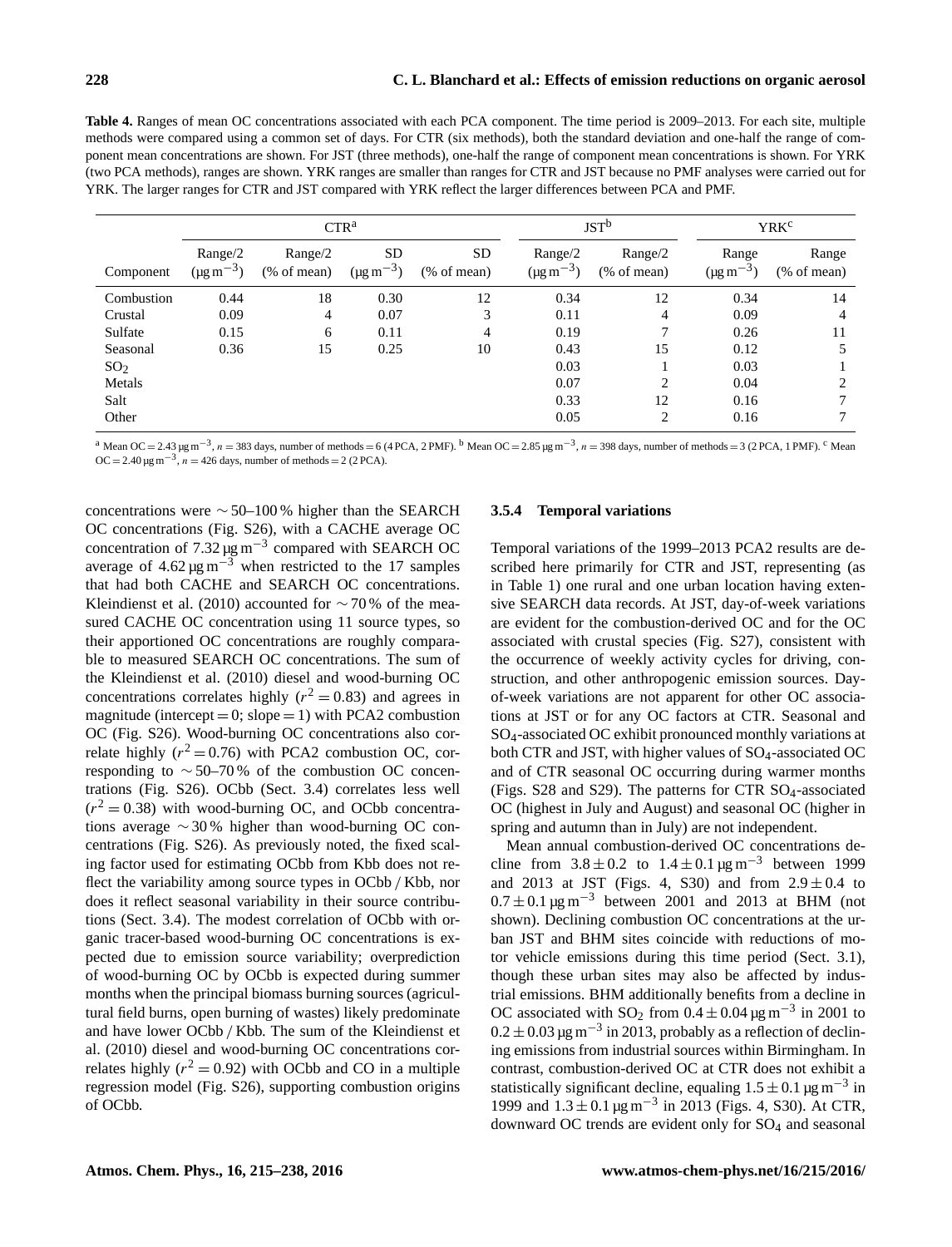**Table 4.** Ranges of mean OC concentrations associated with each PCA component. The time period is 2009–2013. For each site, multiple methods were compared using a common set of days. For CTR (six methods), both the standard deviation and one-half the range of component mean concentrations are shown. For JST (three methods), one-half the range of component mean concentrations is shown. For YRK (two PCA methods), ranges are shown. YRK ranges are smaller than ranges for CTR and JST because no PMF analyses were carried out for YRK. The larger ranges for CTR and JST compared with YRK reflect the larger differences between PCA and PMF.

| | CTR[a] | | | | JST[b] | | YRK[c] | |
|---|---|---|---|---|---|---|---|---|
| Component | Range/2 ($\mu g\,m^{-3}$) | Range/2 (% of mean) | SD ($\mu g\,m^{-3}$) | SD (% of mean) | Range/2 ($\mu g\,m^{-3}$) | Range/2 (% of mean) | Range ($\mu g\,m^{-3}$) | Range (% of mean) |
| Combustion | 0.44 | 18 | 0.30 | 12 | 0.34 | 12 | 0.34 | 14 |
| Crustal | 0.09 | 4 | 0.07 | 3 | 0.11 | 4 | 0.09 | 4 |
| Sulfate | 0.15 | 6 | 0.11 | 4 | 0.19 | 7 | 0.26 | 11 |
| Seasonal | 0.36 | 15 | 0.25 | 10 | 0.43 | 15 | 0.12 | 5 |
| $SO_2$ | | | | | 0.03 | 1 | 0.03 | 1 |
| Metals | | | | | 0.07 | 2 | 0.04 | 2 |
| Salt | | | | | 0.33 | 12 | 0.16 | 7 |
| Other | | | | | 0.05 | 2 | 0.16 | 7 |

[a] Mean OC = 2.43 $\mu g\,m^{-3}$, $n = 383$ days, number of methods = 6 (4 PCA, 2 PMF). [b] Mean OC = 2.85 $\mu g\,m^{-3}$, $n = 398$ days, number of methods = 3 (2 PCA, 1 PMF). [c] Mean OC = 2.40 $\mu g\,m^{-3}$, $n = 426$ days, number of methods = 2 (2 PCA).

concentrations were ~50–100 % higher than the SEARCH OC concentrations (Fig. S26), with a CACHE average OC concentration of 7.32 $\mu g\,m^{-3}$ compared with SEARCH OC average of 4.62 $\mu g\,m^{-3}$ when restricted to the 17 samples that had both CACHE and SEARCH OC concentrations. Kleindienst et al. (2010) accounted for ~70 % of the measured CACHE OC concentration using 11 source types, so their apportioned OC concentrations are roughly comparable to measured SEARCH OC concentrations. The sum of the Kleindienst et al. (2010) diesel and wood-burning OC concentrations correlates highly ($r^2 = 0.83$) and agrees in magnitude (intercept = 0; slope = 1) with PCA2 combustion OC (Fig. S26). Wood-burning OC concentrations also correlate highly ($r^2 = 0.76$) with PCA2 combustion OC, corresponding to ~50–70 % of the combustion OC concentrations (Fig. S26). OCbb (Sect. 3.4) correlates less well ($r^2 = 0.38$) with wood-burning OC, and OCbb concentrations average ~30 % higher than wood-burning OC concentrations (Fig. S26). As previously noted, the fixed scaling factor used for estimating OCbb from Kbb does not reflect the variability among source types in OCbb / Kbb, nor does it reflect seasonal variability in their source contributions (Sect. 3.4). The modest correlation of OCbb with organic tracer-based wood-burning OC concentrations is expected due to emission source variability; overprediction of wood-burning OC by OCbb is expected during summer months when the principal biomass burning sources (agricultural field burns, open burning of wastes) likely predominate and have lower OCbb / Kbb. The sum of the Kleindienst et al. (2010) diesel and wood-burning OC concentrations correlates highly ($r^2 = 0.92$) with OCbb and CO in a multiple regression model (Fig. S26), supporting combustion origins of OCbb.

#### 3.5.4 Temporal variations

Temporal variations of the 1999–2013 PCA2 results are described here primarily for CTR and JST, representing (as in Table 1) one rural and one urban location having extensive SEARCH data records. At JST, day-of-week variations are evident for the combustion-derived OC and for the OC associated with crustal species (Fig. S27), consistent with the occurrence of weekly activity cycles for driving, construction, and other anthropogenic emission sources. Day-of-week variations are not apparent for other OC associations at JST or for any OC factors at CTR. Seasonal and $SO_4$-associated OC exhibit pronounced monthly variations at both CTR and JST, with higher values of $SO_4$-associated OC and of CTR seasonal OC occurring during warmer months (Figs. S28 and S29). The patterns for CTR $SO_4$-associated OC (highest in July and August) and seasonal OC (higher in spring and autumn than in July) are not independent.

Mean annual combustion-derived OC concentrations decline from $3.8 \pm 0.2$ to $1.4 \pm 0.1\,\mu g\,m^{-3}$ between 1999 and 2013 at JST (Figs. 4, S30) and from $2.9 \pm 0.4$ to $0.7 \pm 0.1\,\mu g\,m^{-3}$ between 2001 and 2013 at BHM (not shown). Declining combustion OC concentrations at the urban JST and BHM sites coincide with reductions of motor vehicle emissions during this time period (Sect. 3.1), though these urban sites may also be affected by industrial emissions. BHM additionally benefits from a decline in OC associated with $SO_2$ from $0.4 \pm 0.04\,\mu g\,m^{-3}$ in 2001 to $0.2 \pm 0.03\,\mu g\,m^{-3}$ in 2013, probably as a reflection of declining emissions from industrial sources within Birmingham. In contrast, combustion-derived OC at CTR does not exhibit a statistically significant decline, equaling $1.5 \pm 0.1\,\mu g\,m^{-3}$ in 1999 and $1.3 \pm 0.1\,\mu g\,m^{-3}$ in 2013 (Figs. 4, S30). At CTR, downward OC trends are evident only for $SO_4$ and seasonal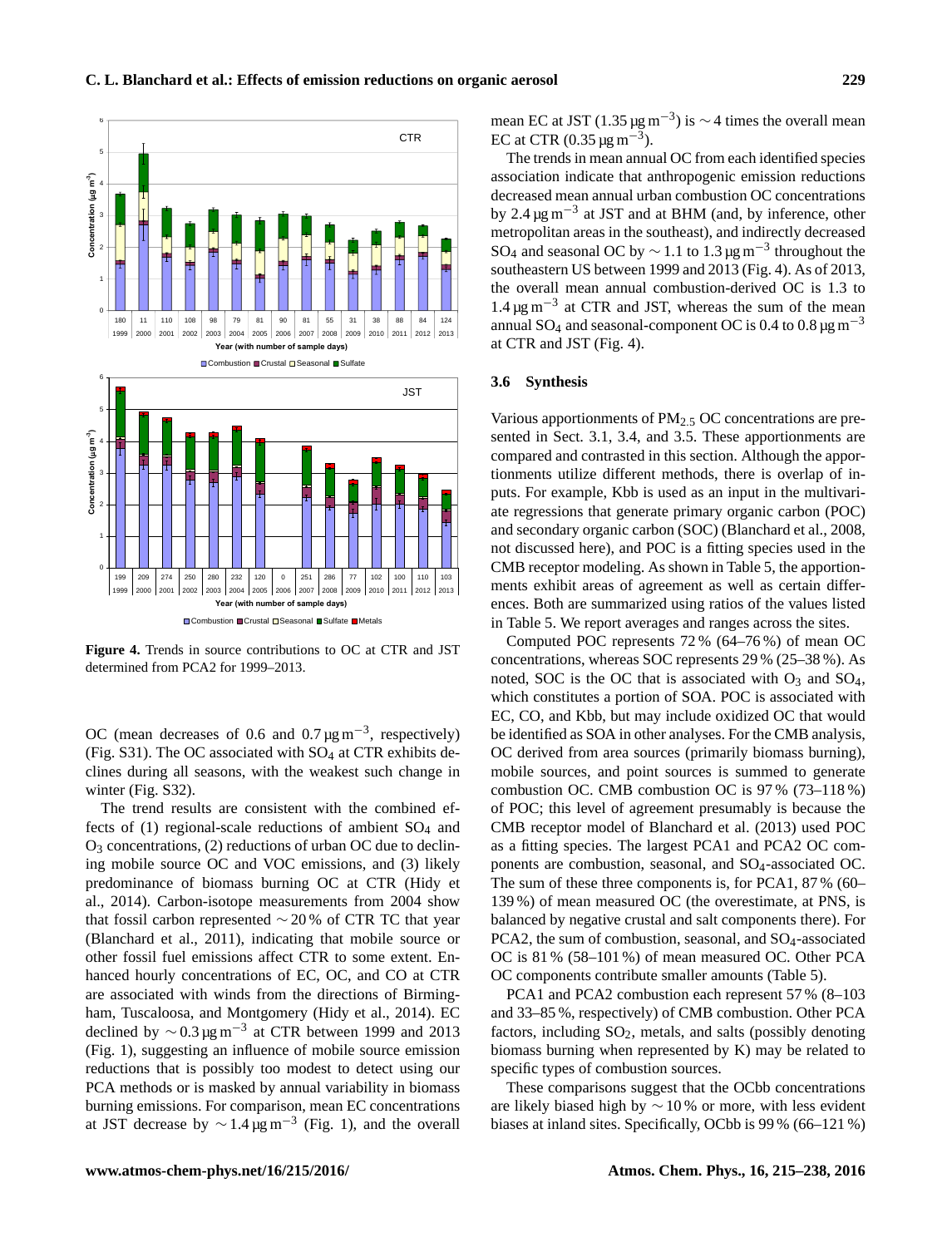**Figure 4.** Trends in source contributions to OC at CTR and JST determined from PCA2 for 1999–2013.

OC (mean decreases of 0.6 and 0.7 $\mu g\, m^{-3}$, respectively) (Fig. S31). The OC associated with $SO_4$ at CTR exhibits declines during all seasons, with the weakest such change in winter (Fig. S32).

The trend results are consistent with the combined effects of (1) regional-scale reductions of ambient $SO_4$ and $O_3$ concentrations, (2) reductions of urban OC due to declining mobile source OC and VOC emissions, and (3) likely predominance of biomass burning OC at CTR (Hidy et al., 2014). Carbon-isotope measurements from 2004 show that fossil carbon represented $\sim 20\,\%$ of CTR TC that year (Blanchard et al., 2011), indicating that mobile source or other fossil fuel emissions affect CTR to some extent. Enhanced hourly concentrations of EC, OC, and CO at CTR are associated with winds from the directions of Birmingham, Tuscaloosa, and Montgomery (Hidy et al., 2014). EC declined by $\sim 0.3\,\mu g\, m^{-3}$ at CTR between 1999 and 2013 (Fig. 1), suggesting an influence of mobile source emission reductions that is possibly too modest to detect using our PCA methods or is masked by annual variability in biomass burning emissions. For comparison, mean EC concentrations at JST decrease by $\sim 1.4\,\mu g\, m^{-3}$ (Fig. 1), and the overall mean EC at JST ($1.35\,\mu g\, m^{-3}$) is $\sim 4$ times the overall mean EC at CTR ($0.35\,\mu g\, m^{-3}$).

The trends in mean annual OC from each identified species association indicate that anthropogenic emission reductions decreased mean annual urban combustion OC concentrations by $2.4\,\mu g\, m^{-3}$ at JST and at BHM (and, by inference, other metropolitan areas in the southeast), and indirectly decreased $SO_4$ and seasonal OC by $\sim 1.1$ to $1.3\,\mu g\, m^{-3}$ throughout the southeastern US between 1999 and 2013 (Fig. 4). As of 2013, the overall mean annual combustion-derived OC is 1.3 to $1.4\,\mu g\, m^{-3}$ at CTR and JST, whereas the sum of the mean annual $SO_4$ and seasonal-component OC is 0.4 to $0.8\,\mu g\, m^{-3}$ at CTR and JST (Fig. 4).

### 3.6 Synthesis

Various apportionments of $PM_{2.5}$ OC concentrations are presented in Sect. 3.1, 3.4, and 3.5. These apportionments are compared and contrasted in this section. Although the apportionments utilize different methods, there is overlap of inputs. For example, Kbb is used as an input in the multivariate regressions that generate primary organic carbon (POC) and secondary organic carbon (SOC) (Blanchard et al., 2008, not discussed here), and POC is a fitting species used in the CMB receptor modeling. As shown in Table 5, the apportionments exhibit areas of agreement as well as certain differences. Both are summarized using ratios of the values listed in Table 5. We report averages and ranges across the sites.

Computed POC represents 72 % (64–76 %) of mean OC concentrations, whereas SOC represents 29 % (25–38 %). As noted, SOC is the OC that is associated with $O_3$ and $SO_4$, which constitutes a portion of SOA. POC is associated with EC, CO, and Kbb, but may include oxidized OC that would be identified as SOA in other analyses. For the CMB analysis, OC derived from area sources (primarily biomass burning), mobile sources, and point sources is summed to generate combustion OC. CMB combustion OC is 97 % (73–118 %) of POC; this level of agreement presumably is because the CMB receptor model of Blanchard et al. (2013) used POC as a fitting species. The largest PCA1 and PCA2 OC components are combustion, seasonal, and $SO_4$-associated OC. The sum of these three components is, for PCA1, 87 % (60–139 %) of mean measured OC (the overestimate, at PNS, is balanced by negative crustal and salt components there). For PCA2, the sum of combustion, seasonal, and $SO_4$-associated OC is 81 % (58–101 %) of mean measured OC. Other PCA OC components contribute smaller amounts (Table 5).

PCA1 and PCA2 combustion each represent 57 % (8–103 and 33–85 %, respectively) of CMB combustion. Other PCA factors, including $SO_2$, metals, and salts (possibly denoting biomass burning when represented by K) may be related to specific types of combustion sources.

These comparisons suggest that the OCbb concentrations are likely biased high by $\sim 10\,\%$ or more, with less evident biases at inland sites. Specifically, OCbb is 99 % (66–121 %)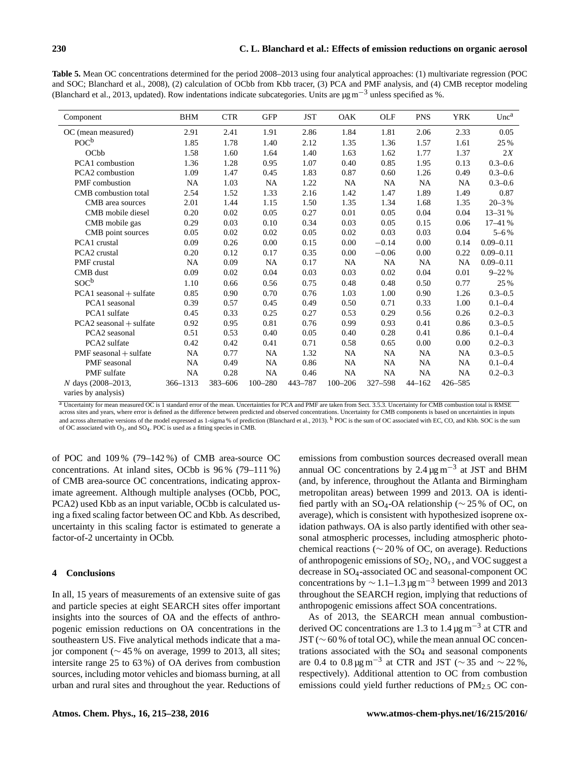**Table 5.** Mean OC concentrations determined for the period 2008–2013 using four analytical approaches: (1) multivariate regression (POC and SOC; Blanchard et al., 2008), (2) calculation of OCbb from Kbb tracer, (3) PCA and PMF analysis, and (4) CMB receptor modeling (Blanchard et al., 2013, updated). Row indentations indicate subcategories. Units are $\mu g\,m^{-3}$ unless specified as %.

| Component | BHM | CTR | GFP | JST | OAK | OLF | PNS | YRK | Unc[a] |
|---|---|---|---|---|---|---|---|---|---|
| OC (mean measured) | 2.91 | 2.41 | 1.91 | 2.86 | 1.84 | 1.81 | 2.06 | 2.33 | 0.05 |
| POC[b] | 1.85 | 1.78 | 1.40 | 2.12 | 1.35 | 1.36 | 1.57 | 1.61 | 25 % |
| OCbb | 1.58 | 1.60 | 1.64 | 1.40 | 1.63 | 1.62 | 1.77 | 1.37 | 2*X* |
| PCA1 combustion | 1.36 | 1.28 | 0.95 | 1.07 | 0.40 | 0.85 | 1.95 | 0.13 | 0.3–0.6 |
| PCA2 combustion | 1.09 | 1.47 | 0.45 | 1.83 | 0.87 | 0.60 | 1.26 | 0.49 | 0.3–0.6 |
| PMF combustion | NA | 1.03 | NA | 1.22 | NA | NA | NA | NA | 0.3–0.6 |
| CMB combustion total | 2.54 | 1.52 | 1.33 | 2.16 | 1.42 | 1.47 | 1.89 | 1.49 | 0.87 |
| CMB area sources | 2.01 | 1.44 | 1.15 | 1.50 | 1.35 | 1.34 | 1.68 | 1.35 | 20–3 % |
| CMB mobile diesel | 0.20 | 0.02 | 0.05 | 0.27 | 0.01 | 0.05 | 0.04 | 0.04 | 13–31 % |
| CMB mobile gas | 0.29 | 0.03 | 0.10 | 0.34 | 0.03 | 0.05 | 0.15 | 0.06 | 17–41 % |
| CMB point sources | 0.05 | 0.02 | 0.02 | 0.05 | 0.02 | 0.03 | 0.03 | 0.04 | 5–6 % |
| PCA1 crustal | 0.09 | 0.26 | 0.00 | 0.15 | 0.00 | −0.14 | 0.00 | 0.14 | 0.09–0.11 |
| PCA2 crustal | 0.20 | 0.12 | 0.17 | 0.35 | 0.00 | −0.06 | 0.00 | 0.22 | 0.09–0.11 |
| PMF crustal | NA | 0.09 | NA | 0.17 | NA | NA | NA | NA | 0.09–0.11 |
| CMB dust | 0.09 | 0.02 | 0.04 | 0.03 | 0.03 | 0.02 | 0.04 | 0.01 | 9–22 % |
| SOC[b] | 1.10 | 0.66 | 0.56 | 0.75 | 0.48 | 0.48 | 0.50 | 0.77 | 25 % |
| PCA1 seasonal + sulfate | 0.85 | 0.90 | 0.70 | 0.76 | 1.03 | 1.00 | 0.90 | 1.26 | 0.3–0.5 |
| PCA1 seasonal | 0.39 | 0.57 | 0.45 | 0.49 | 0.50 | 0.71 | 0.33 | 1.00 | 0.1–0.4 |
| PCA1 sulfate | 0.45 | 0.33 | 0.25 | 0.27 | 0.53 | 0.29 | 0.56 | 0.26 | 0.2–0.3 |
| PCA2 seasonal + sulfate | 0.92 | 0.95 | 0.81 | 0.76 | 0.99 | 0.93 | 0.41 | 0.86 | 0.3–0.5 |
| PCA2 seasonal | 0.51 | 0.53 | 0.40 | 0.05 | 0.40 | 0.28 | 0.41 | 0.86 | 0.1–0.4 |
| PCA2 sulfate | 0.42 | 0.42 | 0.41 | 0.71 | 0.58 | 0.65 | 0.00 | 0.00 | 0.2–0.3 |
| PMF seasonal + sulfate | NA | 0.77 | NA | 1.32 | NA | NA | NA | NA | 0.3–0.5 |
| PMF seasonal | NA | 0.49 | NA | 0.86 | NA | NA | NA | NA | 0.1–0.4 |
| PMF sulfate | NA | 0.28 | NA | 0.46 | NA | NA | NA | NA | 0.2–0.3 |
| *N* days (2008–2013, varies by analysis) | 366–1313 | 383–606 | 100–280 | 443–787 | 100–206 | 327–598 | 44–162 | 426–585 | |

[a] Uncertainty for mean measured OC is 1 standard error of the mean. Uncertainties for PCA and PMF are taken from Sect. 3.5.3. Uncertainty for CMB combustion total is RMSE across sites and years, where error is defined as the difference between predicted and observed concentrations. Uncertainty for CMB components is based on uncertainties in inputs and across alternative versions of the model expressed as 1-sigma % of prediction (Blanchard et al., 2013). [b] POC is the sum of OC associated with EC, CO, and Kbb. SOC is the sum of OC associated with $O_3$, and $SO_4$. POC is used as a fitting species in CMB.

of POC and 109 % (79–142 %) of CMB area-source OC concentrations. At inland sites, OCbb is 96 % (79–111 %) of CMB area-source OC concentrations, indicating approximate agreement. Although multiple analyses (OCbb, POC, PCA2) used Kbb as an input variable, OCbb is calculated using a fixed scaling factor between OC and Kbb. As described, uncertainty in this scaling factor is estimated to generate a factor-of-2 uncertainty in OCbb.

## 4 Conclusions

In all, 15 years of measurements of an extensive suite of gas and particle species at eight SEARCH sites offer important insights into the sources of OA and the effects of anthropogenic emission reductions on OA concentrations in the southeastern US. Five analytical methods indicate that a major component (∼ 45 % on average, 1999 to 2013, all sites; intersite range 25 to 63 %) of OA derives from combustion sources, including motor vehicles and biomass burning, at all urban and rural sites and throughout the year. Reductions of emissions from combustion sources decreased overall mean annual OC concentrations by 2.4 $\mu g\,m^{-3}$ at JST and BHM (and, by inference, throughout the Atlanta and Birmingham metropolitan areas) between 1999 and 2013. OA is identified partly with an $SO_4$-OA relationship (∼ 25 % of OC, on average), which is consistent with hypothesized isoprene oxidation pathways. OA is also partly identified with other seasonal atmospheric processes, including atmospheric photochemical reactions (∼ 20 % of OC, on average). Reductions of anthropogenic emissions of $SO_2$, $NO_x$, and VOC suggest a decrease in $SO_4$-associated OC and seasonal-component OC concentrations by ∼ 1.1–1.3 $\mu g\,m^{-3}$ between 1999 and 2013 throughout the SEARCH region, implying that reductions of anthropogenic emissions affect SOA concentrations.

As of 2013, the SEARCH mean annual combustion-derived OC concentrations are 1.3 to 1.4 $\mu g\,m^{-3}$ at CTR and JST (∼ 60 % of total OC), while the mean annual OC concentrations associated with the $SO_4$ and seasonal components are 0.4 to 0.8 $\mu g\,m^{-3}$ at CTR and JST (∼ 35 and ∼ 22 %, respectively). Additional attention to OC from combustion emissions could yield further reductions of $PM_{2.5}$ OC con-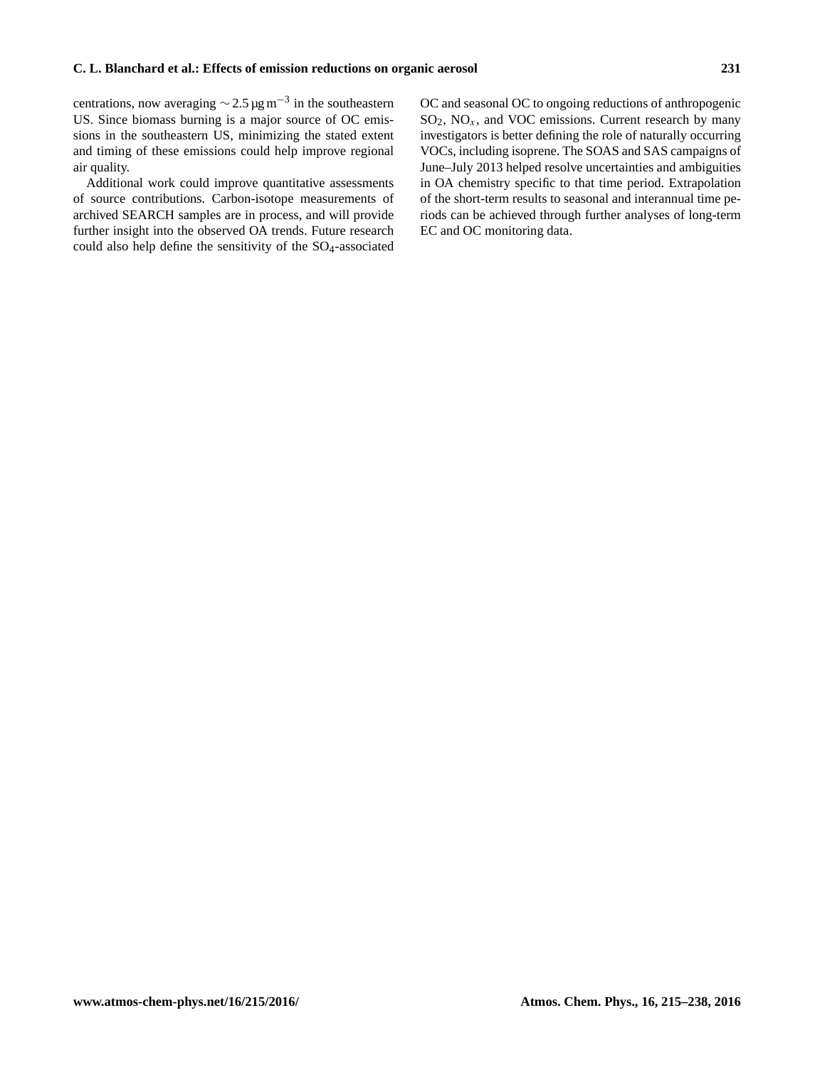centrations, now averaging $\sim 2.5\,\mu g\,m^{-3}$ in the southeastern US. Since biomass burning is a major source of OC emissions in the southeastern US, minimizing the stated extent and timing of these emissions could help improve regional air quality.

Additional work could improve quantitative assessments of source contributions. Carbon-isotope measurements of archived SEARCH samples are in process, and will provide further insight into the observed OA trends. Future research could also help define the sensitivity of the $SO_4$-associated OC and seasonal OC to ongoing reductions of anthropogenic $SO_2$, $NO_x$, and VOC emissions. Current research by many investigators is better defining the role of naturally occurring VOCs, including isoprene. The SOAS and SAS campaigns of June–July 2013 helped resolve uncertainties and ambiguities in OA chemistry specific to that time period. Extrapolation of the short-term results to seasonal and interannual time periods can be achieved through further analyses of long-term EC and OC monitoring data.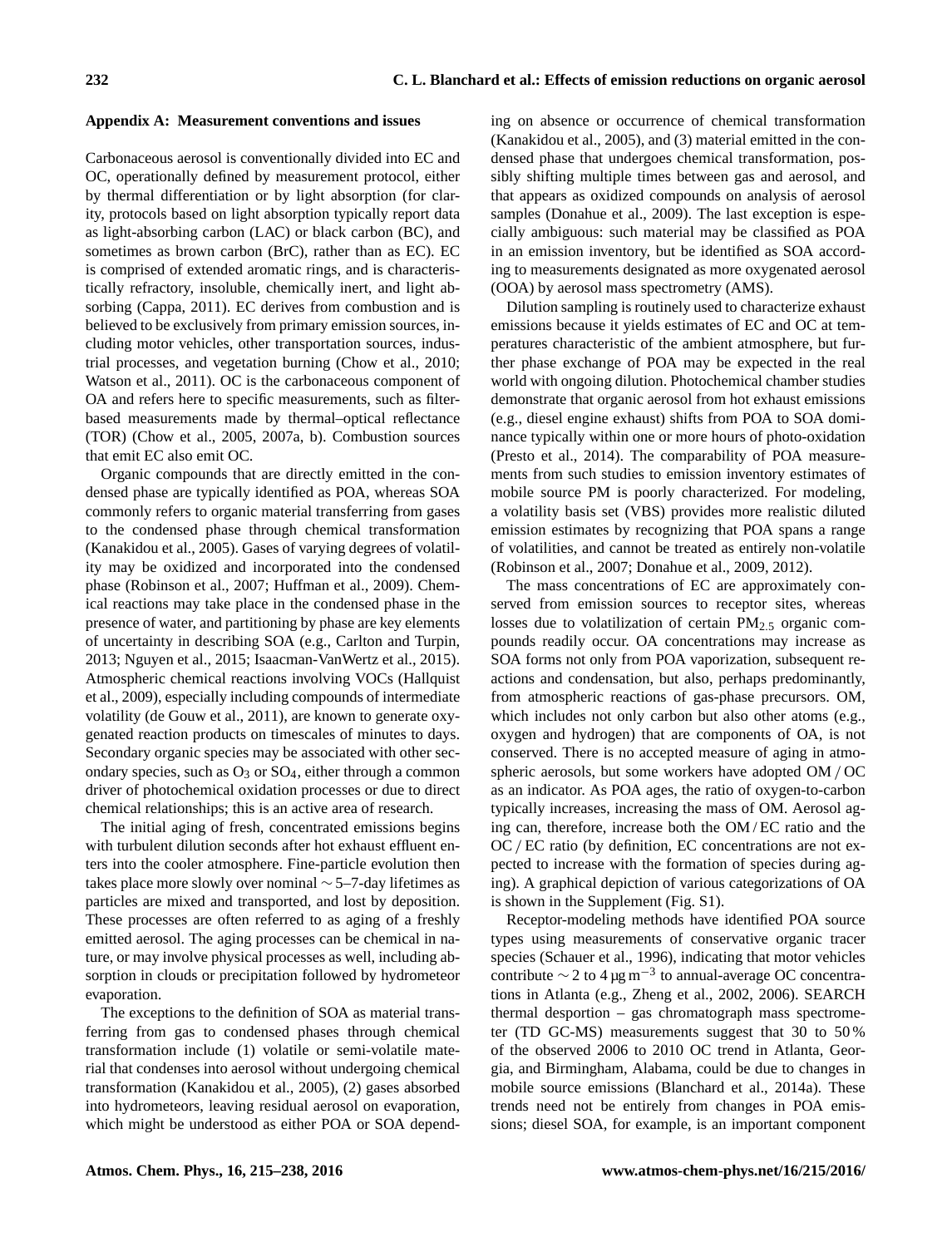## Appendix A: Measurement conventions and issues

Carbonaceous aerosol is conventionally divided into EC and OC, operationally defined by measurement protocol, either by thermal differentiation or by light absorption (for clarity, protocols based on light absorption typically report data as light-absorbing carbon (LAC) or black carbon (BC), and sometimes as brown carbon (BrC), rather than as EC). EC is comprised of extended aromatic rings, and is characteristically refractory, insoluble, chemically inert, and light absorbing (Cappa, 2011). EC derives from combustion and is believed to be exclusively from primary emission sources, including motor vehicles, other transportation sources, industrial processes, and vegetation burning (Chow et al., 2010; Watson et al., 2011). OC is the carbonaceous component of OA and refers here to specific measurements, such as filter-based measurements made by thermal–optical reflectance (TOR) (Chow et al., 2005, 2007a, b). Combustion sources that emit EC also emit OC.

Organic compounds that are directly emitted in the condensed phase are typically identified as POA, whereas SOA commonly refers to organic material transferring from gases to the condensed phase through chemical transformation (Kanakidou et al., 2005). Gases of varying degrees of volatility may be oxidized and incorporated into the condensed phase (Robinson et al., 2007; Huffman et al., 2009). Chemical reactions may take place in the condensed phase in the presence of water, and partitioning by phase are key elements of uncertainty in describing SOA (e.g., Carlton and Turpin, 2013; Nguyen et al., 2015; Isaacman-VanWertz et al., 2015). Atmospheric chemical reactions involving VOCs (Hallquist et al., 2009), especially including compounds of intermediate volatility (de Gouw et al., 2011), are known to generate oxygenated reaction products on timescales of minutes to days. Secondary organic species may be associated with other secondary species, such as $O_3$ or $SO_4$, either through a common driver of photochemical oxidation processes or due to direct chemical relationships; this is an active area of research.

The initial aging of fresh, concentrated emissions begins with turbulent dilution seconds after hot exhaust effluent enters into the cooler atmosphere. Fine-particle evolution then takes place more slowly over nominal ∼ 5–7-day lifetimes as particles are mixed and transported, and lost by deposition. These processes are often referred to as aging of a freshly emitted aerosol. The aging processes can be chemical in nature, or may involve physical processes as well, including absorption in clouds or precipitation followed by hydrometeor evaporation.

The exceptions to the definition of SOA as material transferring from gas to condensed phases through chemical transformation include (1) volatile or semi-volatile material that condenses into aerosol without undergoing chemical transformation (Kanakidou et al., 2005), (2) gases absorbed into hydrometeors, leaving residual aerosol on evaporation, which might be understood as either POA or SOA depending on absence or occurrence of chemical transformation (Kanakidou et al., 2005), and (3) material emitted in the condensed phase that undergoes chemical transformation, possibly shifting multiple times between gas and aerosol, and that appears as oxidized compounds on analysis of aerosol samples (Donahue et al., 2009). The last exception is especially ambiguous: such material may be classified as POA in an emission inventory, but be identified as SOA according to measurements designated as more oxygenated aerosol (OOA) by aerosol mass spectrometry (AMS).

Dilution sampling is routinely used to characterize exhaust emissions because it yields estimates of EC and OC at temperatures characteristic of the ambient atmosphere, but further phase exchange of POA may be expected in the real world with ongoing dilution. Photochemical chamber studies demonstrate that organic aerosol from hot exhaust emissions (e.g., diesel engine exhaust) shifts from POA to SOA dominance typically within one or more hours of photo-oxidation (Presto et al., 2014). The comparability of POA measurements from such studies to emission inventory estimates of mobile source PM is poorly characterized. For modeling, a volatility basis set (VBS) provides more realistic diluted emission estimates by recognizing that POA spans a range of volatilities, and cannot be treated as entirely non-volatile (Robinson et al., 2007; Donahue et al., 2009, 2012).

The mass concentrations of EC are approximately conserved from emission sources to receptor sites, whereas losses due to volatilization of certain $PM_{2.5}$ organic compounds readily occur. OA concentrations may increase as SOA forms not only from POA vaporization, subsequent reactions and condensation, but also, perhaps predominantly, from atmospheric reactions of gas-phase precursors. OM, which includes not only carbon but also other atoms (e.g., oxygen and hydrogen) that are components of OA, is not conserved. There is no accepted measure of aging in atmospheric aerosols, but some workers have adopted OM / OC as an indicator. As POA ages, the ratio of oxygen-to-carbon typically increases, increasing the mass of OM. Aerosol aging can, therefore, increase both the OM / EC ratio and the OC / EC ratio (by definition, EC concentrations are not expected to increase with the formation of species during aging). A graphical depiction of various categorizations of OA is shown in the Supplement (Fig. S1).

Receptor-modeling methods have identified POA source types using measurements of conservative organic tracer species (Schauer et al., 1996), indicating that motor vehicles contribute ∼ 2 to 4 $\mu g\,m^{-3}$ to annual-average OC concentrations in Atlanta (e.g., Zheng et al., 2002, 2006). SEARCH thermal desportion – gas chromatograph mass spectrometer (TD GC-MS) measurements suggest that 30 to 50 % of the observed 2006 to 2010 OC trend in Atlanta, Georgia, and Birmingham, Alabama, could be due to changes in mobile source emissions (Blanchard et al., 2014a). These trends need not be entirely from changes in POA emissions; diesel SOA, for example, is an important component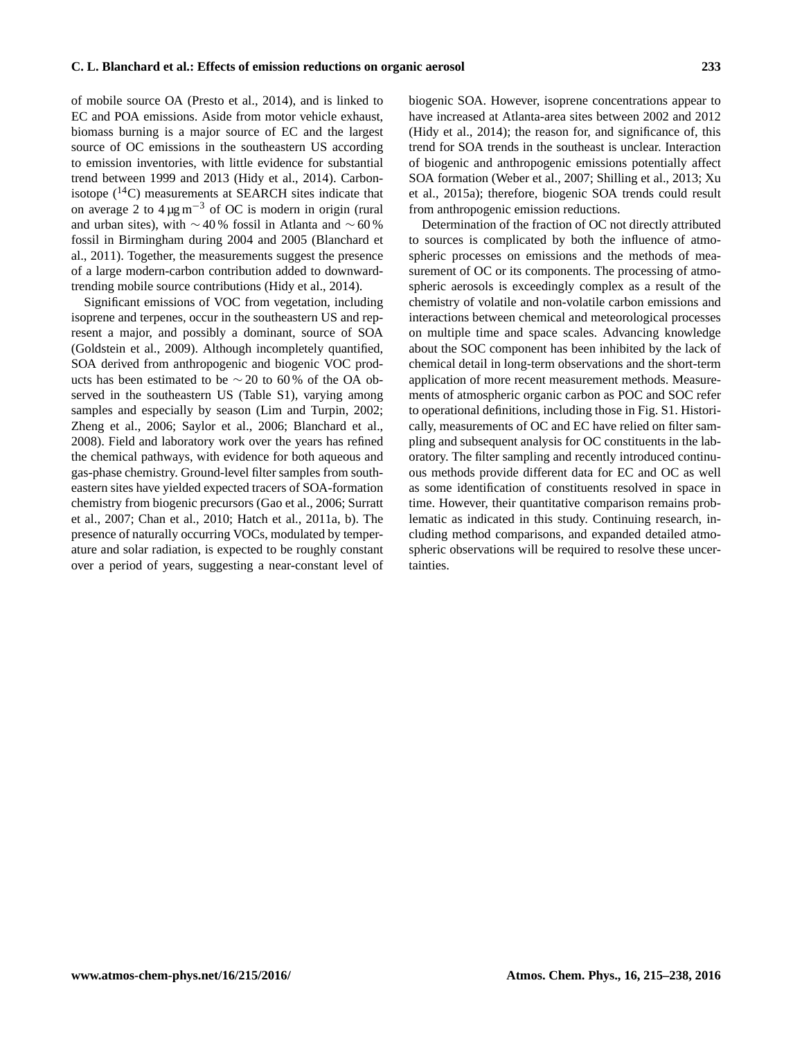of mobile source OA (Presto et al., 2014), and is linked to EC and POA emissions. Aside from motor vehicle exhaust, biomass burning is a major source of EC and the largest source of OC emissions in the southeastern US according to emission inventories, with little evidence for substantial trend between 1999 and 2013 (Hidy et al., 2014). Carbon-isotope ($^{14}C$) measurements at SEARCH sites indicate that on average 2 to 4 $\mu g\,m^{-3}$ of OC is modern in origin (rural and urban sites), with $\sim$40 % fossil in Atlanta and $\sim$60 % fossil in Birmingham during 2004 and 2005 (Blanchard et al., 2011). Together, the measurements suggest the presence of a large modern-carbon contribution added to downward-trending mobile source contributions (Hidy et al., 2014).

Significant emissions of VOC from vegetation, including isoprene and terpenes, occur in the southeastern US and represent a major, and possibly a dominant, source of SOA (Goldstein et al., 2009). Although incompletely quantified, SOA derived from anthropogenic and biogenic VOC products has been estimated to be $\sim$20 to 60 % of the OA observed in the southeastern US (Table S1), varying among samples and especially by season (Lim and Turpin, 2002; Zheng et al., 2006; Saylor et al., 2006; Blanchard et al., 2008). Field and laboratory work over the years has refined the chemical pathways, with evidence for both aqueous and gas-phase chemistry. Ground-level filter samples from southeastern sites have yielded expected tracers of SOA-formation chemistry from biogenic precursors (Gao et al., 2006; Surratt et al., 2007; Chan et al., 2010; Hatch et al., 2011a, b). The presence of naturally occurring VOCs, modulated by temperature and solar radiation, is expected to be roughly constant over a period of years, suggesting a near-constant level of biogenic SOA. However, isoprene concentrations appear to have increased at Atlanta-area sites between 2002 and 2012 (Hidy et al., 2014); the reason for, and significance of, this trend for SOA trends in the southeast is unclear. Interaction of biogenic and anthropogenic emissions potentially affect SOA formation (Weber et al., 2007; Shilling et al., 2013; Xu et al., 2015a); therefore, biogenic SOA trends could result from anthropogenic emission reductions.

Determination of the fraction of OC not directly attributed to sources is complicated by both the influence of atmospheric processes on emissions and the methods of measurement of OC or its components. The processing of atmospheric aerosols is exceedingly complex as a result of the chemistry of volatile and non-volatile carbon emissions and interactions between chemical and meteorological processes on multiple time and space scales. Advancing knowledge about the SOC component has been inhibited by the lack of chemical detail in long-term observations and the short-term application of more recent measurement methods. Measurements of atmospheric organic carbon as POC and SOC refer to operational definitions, including those in Fig. S1. Historically, measurements of OC and EC have relied on filter sampling and subsequent analysis for OC constituents in the laboratory. The filter sampling and recently introduced continuous methods provide different data for EC and OC as well as some identification of constituents resolved in space in time. However, their quantitative comparison remains problematic as indicated in this study. Continuing research, including method comparisons, and expanded detailed atmospheric observations will be required to resolve these uncertainties.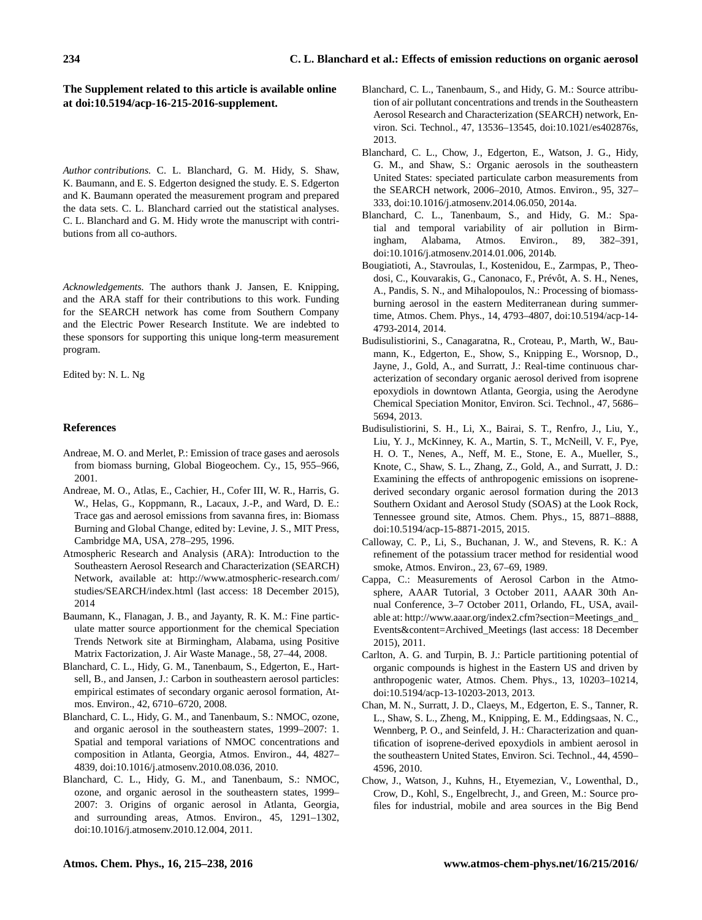**The Supplement related to this article is available online at doi:10.5194/acp-16-215-2016-supplement.**

*Author contributions.* C. L. Blanchard, G. M. Hidy, S. Shaw, K. Baumann, and E. S. Edgerton designed the study. E. S. Edgerton and K. Baumann operated the measurement program and prepared the data sets. C. L. Blanchard carried out the statistical analyses. C. L. Blanchard and G. M. Hidy wrote the manuscript with contributions from all co-authors.

*Acknowledgements.* The authors thank J. Jansen, E. Knipping, and the ARA staff for their contributions to this work. Funding for the SEARCH network has come from Southern Company and the Electric Power Research Institute. We are indebted to these sponsors for supporting this unique long-term measurement program.

Edited by: N. L. Ng

## References

Andreae, M. O. and Merlet, P.: Emission of trace gases and aerosols from biomass burning, Global Biogeochem. Cy., 15, 955–966, 2001.

Andreae, M. O., Atlas, E., Cachier, H., Cofer III, W. R., Harris, G. W., Helas, G., Koppmann, R., Lacaux, J.-P., and Ward, D. E.: Trace gas and aerosol emissions from savanna fires, in: Biomass Burning and Global Change, edited by: Levine, J. S., MIT Press, Cambridge MA, USA, 278–295, 1996.

Atmospheric Research and Analysis (ARA): Introduction to the Southeastern Aerosol Research and Characterization (SEARCH) Network, available at: http://www.atmospheric-research.com/studies/SEARCH/index.html (last access: 18 December 2015), 2014

Baumann, K., Flanagan, J. B., and Jayanty, R. K. M.: Fine particulate matter source apportionment for the chemical Speciation Trends Network site at Birmingham, Alabama, using Positive Matrix Factorization, J. Air Waste Manage., 58, 27–44, 2008.

Blanchard, C. L., Hidy, G. M., Tanenbaum, S., Edgerton, E., Hartsell, B., and Jansen, J.: Carbon in southeastern aerosol particles: empirical estimates of secondary organic aerosol formation, Atmos. Environ., 42, 6710–6720, 2008.

Blanchard, C. L., Hidy, G. M., and Tanenbaum, S.: NMOC, ozone, and organic aerosol in the southeastern states, 1999–2007: 1. Spatial and temporal variations of NMOC concentrations and composition in Atlanta, Georgia, Atmos. Environ., 44, 4827–4839, doi:10.1016/j.atmosenv.2010.08.036, 2010.

Blanchard, C. L., Hidy, G. M., and Tanenbaum, S.: NMOC, ozone, and organic aerosol in the southeastern states, 1999–2007: 3. Origins of organic aerosol in Atlanta, Georgia, and surrounding areas, Atmos. Environ., 45, 1291–1302, doi:10.1016/j.atmosenv.2010.12.004, 2011.

Blanchard, C. L., Tanenbaum, S., and Hidy, G. M.: Source attribution of air pollutant concentrations and trends in the Southeastern Aerosol Research and Characterization (SEARCH) network, Environ. Sci. Technol., 47, 13536–13545, doi:10.1021/es402876s, 2013.

Blanchard, C. L., Chow, J., Edgerton, E., Watson, J. G., Hidy, G. M., and Shaw, S.: Organic aerosols in the southeastern United States: speciated particulate carbon measurements from the SEARCH network, 2006–2010, Atmos. Environ., 95, 327–333, doi:10.1016/j.atmosenv.2014.06.050, 2014a.

Blanchard, C. L., Tanenbaum, S., and Hidy, G. M.: Spatial and temporal variability of air pollution in Birmingham, Alabama, Atmos. Environ., 89, 382–391, doi:10.1016/j.atmosenv.2014.01.006, 2014b.

Bougiatioti, A., Stavroulas, I., Kostenidou, E., Zarmpas, P., Theodosi, C., Kouvarakis, G., Canonaco, F., Prévôt, A. S. H., Nenes, A., Pandis, S. N., and Mihalopoulos, N.: Processing of biomass-burning aerosol in the eastern Mediterranean during summertime, Atmos. Chem. Phys., 14, 4793–4807, doi:10.5194/acp-14-4793-2014, 2014.

Budisulistiorini, S., Canagaratna, R., Croteau, P., Marth, W., Baumann, K., Edgerton, E., Show, S., Knipping E., Worsnop, D., Jayne, J., Gold, A., and Surratt, J.: Real-time continuous characterization of secondary organic aerosol derived from isoprene epoxydiols in downtown Atlanta, Georgia, using the Aerodyne Chemical Speciation Monitor, Environ. Sci. Technol., 47, 5686–5694, 2013.

Budisulistiorini, S. H., Li, X., Bairai, S. T., Renfro, J., Liu, Y., Liu, Y. J., McKinney, K. A., Martin, S. T., McNeill, V. F., Pye, H. O. T., Nenes, A., Neff, M. E., Stone, E. A., Mueller, S., Knote, C., Shaw, S. L., Zhang, Z., Gold, A., and Surratt, J. D.: Examining the effects of anthropogenic emissions on isoprene-derived secondary organic aerosol formation during the 2013 Southern Oxidant and Aerosol Study (SOAS) at the Look Rock, Tennessee ground site, Atmos. Chem. Phys., 15, 8871–8888, doi:10.5194/acp-15-8871-2015, 2015.

Calloway, C. P., Li, S., Buchanan, J. W., and Stevens, R. K.: A refinement of the potassium tracer method for residential wood smoke, Atmos. Environ., 23, 67–69, 1989.

Cappa, C.: Measurements of Aerosol Carbon in the Atmosphere, AAAR Tutorial, 3 October 2011, AAAR 30th Annual Conference, 3–7 October 2011, Orlando, FL, USA, available at: http://www.aaar.org/index2.cfm?section=Meetings_and_Events&content=Archived_Meetings (last access: 18 December 2015), 2011.

Carlton, A. G. and Turpin, B. J.: Particle partitioning potential of organic compounds is highest in the Eastern US and driven by anthropogenic water, Atmos. Chem. Phys., 13, 10203–10214, doi:10.5194/acp-13-10203-2013, 2013.

Chan, M. N., Surratt, J. D., Claeys, M., Edgerton, E. S., Tanner, R. L., Shaw, S. L., Zheng, M., Knipping, E. M., Eddingsaas, N. C., Wennberg, P. O., and Seinfeld, J. H.: Characterization and quantification of isoprene-derived epoxydiols in ambient aerosol in the southeastern United States, Environ. Sci. Technol., 44, 4590–4596, 2010.

Chow, J., Watson, J., Kuhns, H., Etyemezian, V., Lowenthal, D., Crow, D., Kohl, S., Engelbrecht, J., and Green, M.: Source profiles for industrial, mobile and area sources in the Big Bend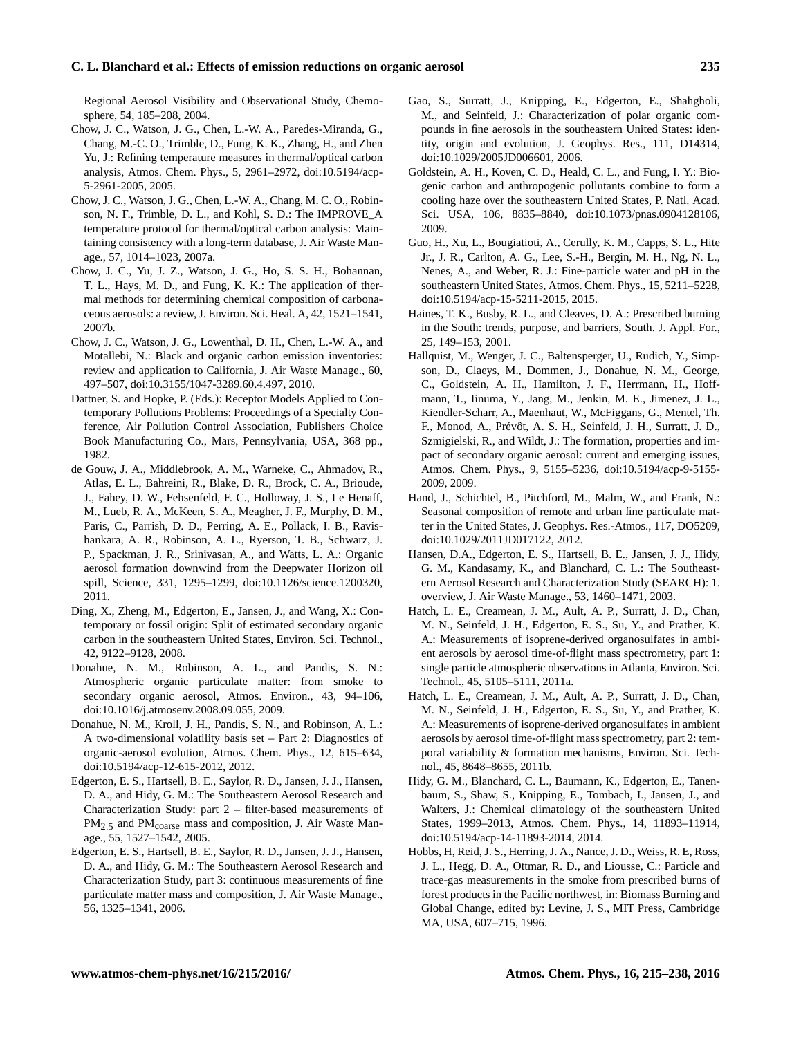Regional Aerosol Visibility and Observational Study, Chemosphere, 54, 185–208, 2004.

Chow, J. C., Watson, J. G., Chen, L.-W. A., Paredes-Miranda, G., Chang, M.-C. O., Trimble, D., Fung, K. K., Zhang, H., and Zhen Yu, J.: Refining temperature measures in thermal/optical carbon analysis, Atmos. Chem. Phys., 5, 2961–2972, doi:10.5194/acp-5-2961-2005, 2005.

Chow, J. C., Watson, J. G., Chen, L.-W. A., Chang, M. C. O., Robinson, N. F., Trimble, D. L., and Kohl, S. D.: The IMPROVE_A temperature protocol for thermal/optical carbon analysis: Maintaining consistency with a long-term database, J. Air Waste Manage., 57, 1014–1023, 2007a.

Chow, J. C., Yu, J. Z., Watson, J. G., Ho, S. S. H., Bohannan, T. L., Hays, M. D., and Fung, K. K.: The application of thermal methods for determining chemical composition of carbonaceous aerosols: a review, J. Environ. Sci. Heal. A, 42, 1521–1541, 2007b.

Chow, J. C., Watson, J. G., Lowenthal, D. H., Chen, L.-W. A., and Motallebi, N.: Black and organic carbon emission inventories: review and application to California, J. Air Waste Manage., 60, 497–507, doi:10.3155/1047-3289.60.4.497, 2010.

Dattner, S. and Hopke, P. (Eds.): Receptor Models Applied to Contemporary Pollutions Problems: Proceedings of a Specialty Conference, Air Pollution Control Association, Publishers Choice Book Manufacturing Co., Mars, Pennsylvania, USA, 368 pp., 1982.

de Gouw, J. A., Middlebrook, A. M., Warneke, C., Ahmadov, R., Atlas, E. L., Bahreini, R., Blake, D. R., Brock, C. A., Brioude, J., Fahey, D. W., Fehsenfeld, F. C., Holloway, J. S., Le Henaff, M., Lueb, R. A., McKeen, S. A., Meagher, J. F., Murphy, D. M., Paris, C., Parrish, D. D., Perring, A. E., Pollack, I. B., Ravishankara, A. R., Robinson, A. L., Ryerson, T. B., Schwarz, J. P., Spackman, J. R., Srinivasan, A., and Watts, L. A.: Organic aerosol formation downwind from the Deepwater Horizon oil spill, Science, 331, 1295–1299, doi:10.1126/science.1200320, 2011.

Ding, X., Zheng, M., Edgerton, E., Jansen, J., and Wang, X.: Contemporary or fossil origin: Split of estimated secondary organic carbon in the southeastern United States, Environ. Sci. Technol., 42, 9122–9128, 2008.

Donahue, N. M., Robinson, A. L., and Pandis, S. N.: Atmospheric organic particulate matter: from smoke to secondary organic aerosol, Atmos. Environ., 43, 94–106, doi:10.1016/j.atmosenv.2008.09.055, 2009.

Donahue, N. M., Kroll, J. H., Pandis, S. N., and Robinson, A. L.: A two-dimensional volatility basis set – Part 2: Diagnostics of organic-aerosol evolution, Atmos. Chem. Phys., 12, 615–634, doi:10.5194/acp-12-615-2012, 2012.

Edgerton, E. S., Hartsell, B. E., Saylor, R. D., Jansen, J. J., Hansen, D. A., and Hidy, G. M.: The Southeastern Aerosol Research and Characterization Study: part 2 – filter-based measurements of $PM_{2.5}$ and $PM_{coarse}$ mass and composition, J. Air Waste Manage., 55, 1527–1542, 2005.

Edgerton, E. S., Hartsell, B. E., Saylor, R. D., Jansen, J. J., Hansen, D. A., and Hidy, G. M.: The Southeastern Aerosol Research and Characterization Study, part 3: continuous measurements of fine particulate matter mass and composition, J. Air Waste Manage., 56, 1325–1341, 2006.

Gao, S., Surratt, J., Knipping, E., Edgerton, E., Shahgholi, M., and Seinfeld, J.: Characterization of polar organic compounds in fine aerosols in the southeastern United States: identity, origin and evolution, J. Geophys. Res., 111, D14314, doi:10.1029/2005JD006601, 2006.

Goldstein, A. H., Koven, C. D., Heald, C. L., and Fung, I. Y.: Biogenic carbon and anthropogenic pollutants combine to form a cooling haze over the southeastern United States, P. Natl. Acad. Sci. USA, 106, 8835–8840, doi:10.1073/pnas.0904128106, 2009.

Guo, H., Xu, L., Bougiatioti, A., Cerully, K. M., Capps, S. L., Hite Jr., J. R., Carlton, A. G., Lee, S.-H., Bergin, M. H., Ng, N. L., Nenes, A., and Weber, R. J.: Fine-particle water and pH in the southeastern United States, Atmos. Chem. Phys., 15, 5211–5228, doi:10.5194/acp-15-5211-2015, 2015.

Haines, T. K., Busby, R. L., and Cleaves, D. A.: Prescribed burning in the South: trends, purpose, and barriers, South. J. Appl. For., 25, 149–153, 2001.

Hallquist, M., Wenger, J. C., Baltensperger, U., Rudich, Y., Simpson, D., Claeys, M., Dommen, J., Donahue, N. M., George, C., Goldstein, A. H., Hamilton, J. F., Herrmann, H., Hoffmann, T., Iinuma, Y., Jang, M., Jenkin, M. E., Jimenez, J. L., Kiendler-Scharr, A., Maenhaut, W., McFiggans, G., Mentel, Th. F., Monod, A., Prévôt, A. S. H., Seinfeld, J. H., Surratt, J. D., Szmigielski, R., and Wildt, J.: The formation, properties and impact of secondary organic aerosol: current and emerging issues, Atmos. Chem. Phys., 9, 5155–5236, doi:10.5194/acp-9-5155-2009, 2009.

Hand, J., Schichtel, B., Pitchford, M., Malm, W., and Frank, N.: Seasonal composition of remote and urban fine particulate matter in the United States, J. Geophys. Res.-Atmos., 117, DO5209, doi:10.1029/2011JD017122, 2012.

Hansen, D.A., Edgerton, E. S., Hartsell, B. E., Jansen, J. J., Hidy, G. M., Kandasamy, K., and Blanchard, C. L.: The Southeastern Aerosol Research and Characterization Study (SEARCH): 1. overview, J. Air Waste Manage., 53, 1460–1471, 2003.

Hatch, L. E., Creamean, J. M., Ault, A. P., Surratt, J. D., Chan, M. N., Seinfeld, J. H., Edgerton, E. S., Su, Y., and Prather, K. A.: Measurements of isoprene-derived organosulfates in ambient aerosols by aerosol time-of-flight mass spectrometry, part 1: single particle atmospheric observations in Atlanta, Environ. Sci. Technol., 45, 5105–5111, 2011a.

Hatch, L. E., Creamean, J. M., Ault, A. P., Surratt, J. D., Chan, M. N., Seinfeld, J. H., Edgerton, E. S., Su, Y., and Prather, K. A.: Measurements of isoprene-derived organosulfates in ambient aerosols by aerosol time-of-flight mass spectrometry, part 2: temporal variability & formation mechanisms, Environ. Sci. Technol., 45, 8648–8655, 2011b.

Hidy, G. M., Blanchard, C. L., Baumann, K., Edgerton, E., Tanenbaum, S., Shaw, S., Knipping, E., Tombach, I., Jansen, J., and Walters, J.: Chemical climatology of the southeastern United States, 1999–2013, Atmos. Chem. Phys., 14, 11893–11914, doi:10.5194/acp-14-11893-2014, 2014.

Hobbs, H, Reid, J. S., Herring, J. A., Nance, J. D., Weiss, R. E, Ross, J. L., Hegg, D. A., Ottmar, R. D., and Liousse, C.: Particle and trace-gas measurements in the smoke from prescribed burns of forest products in the Pacific northwest, in: Biomass Burning and Global Change, edited by: Levine, J. S., MIT Press, Cambridge MA, USA, 607–715, 1996.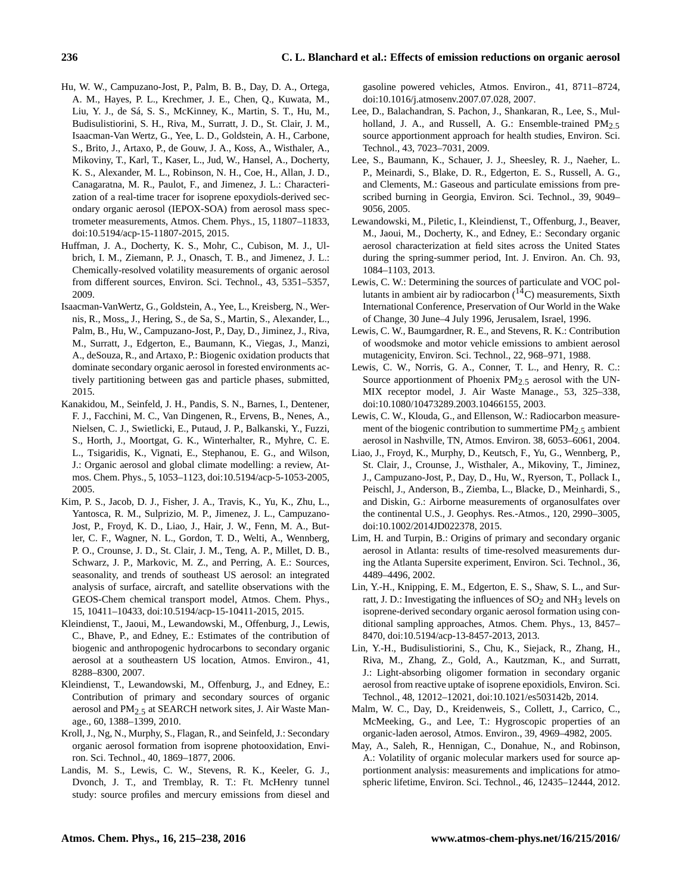Hu, W. W., Campuzano-Jost, P., Palm, B. B., Day, D. A., Ortega, A. M., Hayes, P. L., Krechmer, J. E., Chen, Q., Kuwata, M., Liu, Y. J., de Sá, S. S., McKinney, K., Martin, S. T., Hu, M., Budisulistiorini, S. H., Riva, M., Surratt, J. D., St. Clair, J. M., Isaacman-Van Wertz, G., Yee, L. D., Goldstein, A. H., Carbone, S., Brito, J., Artaxo, P., de Gouw, J. A., Koss, A., Wisthaler, A., Mikoviny, T., Karl, T., Kaser, L., Jud, W., Hansel, A., Docherty, K. S., Alexander, M. L., Robinson, N. H., Coe, H., Allan, J. D., Canagaratna, M. R., Paulot, F., and Jimenez, J. L.: Characterization of a real-time tracer for isoprene epoxydiols-derived secondary organic aerosol (IEPOX-SOA) from aerosol mass spectrometer measurements, Atmos. Chem. Phys., 15, 11807–11833, doi:10.5194/acp-15-11807-2015, 2015.

Huffman, J. A., Docherty, K. S., Mohr, C., Cubison, M. J., Ulbrich, I. M., Ziemann, P. J., Onasch, T. B., and Jimenez, J. L.: Chemically-resolved volatility measurements of organic aerosol from different sources, Environ. Sci. Technol., 43, 5351–5357, 2009.

Isaacman-VanWertz, G., Goldstein, A., Yee, L., Kreisberg, N., Wernis, R., Moss,, J., Hering, S., de Sa, S., Martin, S., Alexander, L., Palm, B., Hu, W., Campuzano-Jost, P., Day, D., Jiminez, J., Riva, M., Surratt, J., Edgerton, E., Baumann, K., Viegas, J., Manzi, A., deSouza, R., and Artaxo, P.: Biogenic oxidation products that dominate secondary organic aerosol in forested environments actively partitioning between gas and particle phases, submitted, 2015.

Kanakidou, M., Seinfeld, J. H., Pandis, S. N., Barnes, I., Dentener, F. J., Facchini, M. C., Van Dingenen, R., Ervens, B., Nenes, A., Nielsen, C. J., Swietlicki, E., Putaud, J. P., Balkanski, Y., Fuzzi, S., Horth, J., Moortgat, G. K., Winterhalter, R., Myhre, C. E. L., Tsigaridis, K., Vignati, E., Stephanou, E. G., and Wilson, J.: Organic aerosol and global climate modelling: a review, Atmos. Chem. Phys., 5, 1053–1123, doi:10.5194/acp-5-1053-2005, 2005.

Kim, P. S., Jacob, D. J., Fisher, J. A., Travis, K., Yu, K., Zhu, L., Yantosca, R. M., Sulprizio, M. P., Jimenez, J. L., Campuzano-Jost, P., Froyd, K. D., Liao, J., Hair, J. W., Fenn, M. A., Butler, C. F., Wagner, N. L., Gordon, T. D., Welti, A., Wennberg, P. O., Crounse, J. D., St. Clair, J. M., Teng, A. P., Millet, D. B., Schwarz, J. P., Markovic, M. Z., and Perring, A. E.: Sources, seasonality, and trends of southeast US aerosol: an integrated analysis of surface, aircraft, and satellite observations with the GEOS-Chem chemical transport model, Atmos. Chem. Phys., 15, 10411–10433, doi:10.5194/acp-15-10411-2015, 2015.

Kleindienst, T., Jaoui, M., Lewandowski, M., Offenburg, J., Lewis, C., Bhave, P., and Edney, E.: Estimates of the contribution of biogenic and anthropogenic hydrocarbons to secondary organic aerosol at a southeastern US location, Atmos. Environ., 41, 8288–8300, 2007.

Kleindienst, T., Lewandowski, M., Offenburg, J., and Edney, E.: Contribution of primary and secondary sources of organic aerosol and $PM_{2.5}$ at SEARCH network sites, J. Air Waste Manage., 60, 1388–1399, 2010.

Kroll, J., Ng, N., Murphy, S., Flagan, R., and Seinfeld, J.: Secondary organic aerosol formation from isoprene photooxidation, Environ. Sci. Technol., 40, 1869–1877, 2006.

Landis, M. S., Lewis, C. W., Stevens, R. K., Keeler, G. J., Dvonch, J. T., and Tremblay, R. T.: Ft. McHenry tunnel study: source profiles and mercury emissions from diesel and gasoline powered vehicles, Atmos. Environ., 41, 8711–8724, doi:10.1016/j.atmosenv.2007.07.028, 2007.

Lee, D., Balachandran, S. Pachon, J., Shankaran, R., Lee, S., Mulholland, J. A., and Russell, A. G.: Ensemble-trained $PM_{2.5}$ source apportionment approach for health studies, Environ. Sci. Technol., 43, 7023–7031, 2009.

Lee, S., Baumann, K., Schauer, J. J., Sheesley, R. J., Naeher, L. P., Meinardi, S., Blake, D. R., Edgerton, E. S., Russell, A. G., and Clements, M.: Gaseous and particulate emissions from prescribed burning in Georgia, Environ. Sci. Technol., 39, 9049–9056, 2005.

Lewandowski, M., Piletic, I., Kleindienst, T., Offenburg, J., Beaver, M., Jaoui, M., Docherty, K., and Edney, E.: Secondary organic aerosol characterization at field sites across the United States during the spring-summer period, Int. J. Environ. An. Ch. 93, 1084–1103, 2013.

Lewis, C. W.: Determining the sources of particulate and VOC pollutants in ambient air by radiocarbon ($^{14}C$) measurements, Sixth International Conference, Preservation of Our World in the Wake of Change, 30 June–4 July 1996, Jerusalem, Israel, 1996.

Lewis, C. W., Baumgardner, R. E., and Stevens, R. K.: Contribution of woodsmoke and motor vehicle emissions to ambient aerosol mutagenicity, Environ. Sci. Technol., 22, 968–971, 1988.

Lewis, C. W., Norris, G. A., Conner, T. L., and Henry, R. C.: Source apportionment of Phoenix $PM_{2.5}$ aerosol with the UNMIX receptor model, J. Air Waste Manage., 53, 325–338, doi:10.1080/10473289.2003.10466155, 2003.

Lewis, C. W., Klouda, G., and Ellenson, W.: Radiocarbon measurement of the biogenic contribution to summertime $PM_{2.5}$ ambient aerosol in Nashville, TN, Atmos. Environ. 38, 6053–6061, 2004.

Liao, J., Froyd, K., Murphy, D., Keutsch, F., Yu, G., Wennberg, P., St. Clair, J., Crounse, J., Wisthaler, A., Mikoviny, T., Jiminez, J., Campuzano-Jost, P., Day, D., Hu, W., Ryerson, T., Pollack I., Peischl, J., Anderson, B., Ziemba, L., Blacke, D., Meinhardi, S., and Diskin, G.: Airborne measurements of organosulfates over the continental U.S., J. Geophys. Res.-Atmos., 120, 2990–3005, doi:10.1002/2014JD022378, 2015.

Lim, H. and Turpin, B.: Origins of primary and secondary organic aerosol in Atlanta: results of time-resolved measurements during the Atlanta Supersite experiment, Environ. Sci. Technol., 36, 4489–4496, 2002.

Lin, Y.-H., Knipping, E. M., Edgerton, E. S., Shaw, S. L., and Surratt, J. D.: Investigating the influences of $SO_2$ and $NH_3$ levels on isoprene-derived secondary organic aerosol formation using conditional sampling approaches, Atmos. Chem. Phys., 13, 8457–8470, doi:10.5194/acp-13-8457-2013, 2013.

Lin, Y.-H., Budisulistiorini, S., Chu, K., Siejack, R., Zhang, H., Riva, M., Zhang, Z., Gold, A., Kautzman, K., and Surratt, J.: Light-absorbing oligomer formation in secondary organic aerosol from reactive uptake of isoprene epoxidiols, Environ. Sci. Technol., 48, 12012–12021, doi:10.1021/es503142b, 2014.

Malm, W. C., Day, D., Kreidenweis, S., Collett, J., Carrico, C., McMeeking, G., and Lee, T.: Hygroscopic properties of an organic-laden aerosol, Atmos. Environ., 39, 4969–4982, 2005.

May, A., Saleh, R., Hennigan, C., Donahue, N., and Robinson, A.: Volatility of organic molecular markers used for source apportionment analysis: measurements and implications for atmospheric lifetime, Environ. Sci. Technol., 46, 12435–12444, 2012.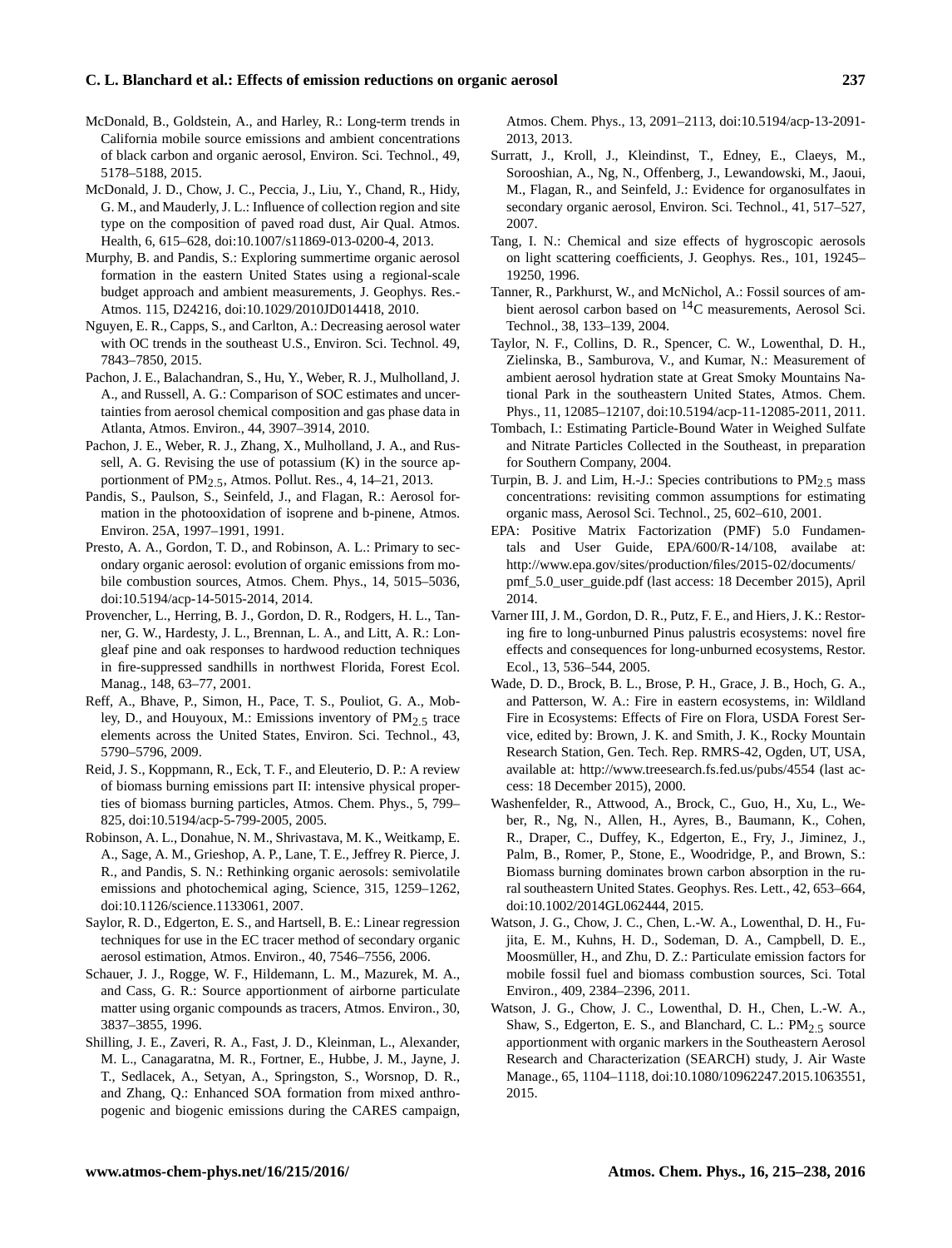McDonald, B., Goldstein, A., and Harley, R.: Long-term trends in California mobile source emissions and ambient concentrations of black carbon and organic aerosol, Environ. Sci. Technol., 49, 5178–5188, 2015.

McDonald, J. D., Chow, J. C., Peccia, J., Liu, Y., Chand, R., Hidy, G. M., and Mauderly, J. L.: Influence of collection region and site type on the composition of paved road dust, Air Qual. Atmos. Health, 6, 615–628, doi:10.1007/s11869-013-0200-4, 2013.

Murphy, B. and Pandis, S.: Exploring summertime organic aerosol formation in the eastern United States using a regional-scale budget approach and ambient measurements, J. Geophys. Res.-Atmos. 115, D24216, doi:10.1029/2010JD014418, 2010.

Nguyen, E. R., Capps, S., and Carlton, A.: Decreasing aerosol water with OC trends in the southeast U.S., Environ. Sci. Technol. 49, 7843–7850, 2015.

Pachon, J. E., Balachandran, S., Hu, Y., Weber, R. J., Mulholland, J. A., and Russell, A. G.: Comparison of SOC estimates and uncertainties from aerosol chemical composition and gas phase data in Atlanta, Atmos. Environ., 44, 3907–3914, 2010.

Pachon, J. E., Weber, R. J., Zhang, X., Mulholland, J. A., and Russell, A. G. Revising the use of potassium (K) in the source apportionment of $PM_{2.5}$, Atmos. Pollut. Res., 4, 14–21, 2013.

Pandis, S., Paulson, S., Seinfeld, J., and Flagan, R.: Aerosol formation in the photooxidation of isoprene and b-pinene, Atmos. Environ. 25A, 1997–1991, 1991.

Presto, A. A., Gordon, T. D., and Robinson, A. L.: Primary to secondary organic aerosol: evolution of organic emissions from mobile combustion sources, Atmos. Chem. Phys., 14, 5015–5036, doi:10.5194/acp-14-5015-2014, 2014.

Provencher, L., Herring, B. J., Gordon, D. R., Rodgers, H. L., Tanner, G. W., Hardesty, J. L., Brennan, L. A., and Litt, A. R.: Longleaf pine and oak responses to hardwood reduction techniques in fire-suppressed sandhills in northwest Florida, Forest Ecol. Manag., 148, 63–77, 2001.

Reff, A., Bhave, P., Simon, H., Pace, T. S., Pouliot, G. A., Mobley, D., and Houyoux, M.: Emissions inventory of $PM_{2.5}$ trace elements across the United States, Environ. Sci. Technol., 43, 5790–5796, 2009.

Reid, J. S., Koppmann, R., Eck, T. F., and Eleuterio, D. P.: A review of biomass burning emissions part II: intensive physical properties of biomass burning particles, Atmos. Chem. Phys., 5, 799–825, doi:10.5194/acp-5-799-2005, 2005.

Robinson, A. L., Donahue, N. M., Shrivastava, M. K., Weitkamp, E. A., Sage, A. M., Grieshop, A. P., Lane, T. E., Jeffrey R. Pierce, J. R., and Pandis, S. N.: Rethinking organic aerosols: semivolatile emissions and photochemical aging, Science, 315, 1259–1262, doi:10.1126/science.1133061, 2007.

Saylor, R. D., Edgerton, E. S., and Hartsell, B. E.: Linear regression techniques for use in the EC tracer method of secondary organic aerosol estimation, Atmos. Environ., 40, 7546–7556, 2006.

Schauer, J. J., Rogge, W. F., Hildemann, L. M., Mazurek, M. A., and Cass, G. R.: Source apportionment of airborne particulate matter using organic compounds as tracers, Atmos. Environ., 30, 3837–3855, 1996.

Shilling, J. E., Zaveri, R. A., Fast, J. D., Kleinman, L., Alexander, M. L., Canagaratna, M. R., Fortner, E., Hubbe, J. M., Jayne, J. T., Sedlacek, A., Setyan, A., Springston, S., Worsnop, D. R., and Zhang, Q.: Enhanced SOA formation from mixed anthropogenic and biogenic emissions during the CARES campaign, Atmos. Chem. Phys., 13, 2091–2113, doi:10.5194/acp-13-2091-2013, 2013.

Surratt, J., Kroll, J., Kleindinst, T., Edney, E., Claeys, M., Sorooshian, A., Ng, N., Offenberg, J., Lewandowski, M., Jaoui, M., Flagan, R., and Seinfeld, J.: Evidence for organosulfates in secondary organic aerosol, Environ. Sci. Technol., 41, 517–527, 2007.

Tang, I. N.: Chemical and size effects of hygroscopic aerosols on light scattering coefficients, J. Geophys. Res., 101, 19245–19250, 1996.

Tanner, R., Parkhurst, W., and McNichol, A.: Fossil sources of ambient aerosol carbon based on $^{14}C$ measurements, Aerosol Sci. Technol., 38, 133–139, 2004.

Taylor, N. F., Collins, D. R., Spencer, C. W., Lowenthal, D. H., Zielinska, B., Samburova, V., and Kumar, N.: Measurement of ambient aerosol hydration state at Great Smoky Mountains National Park in the southeastern United States, Atmos. Chem. Phys., 11, 12085–12107, doi:10.5194/acp-11-12085-2011, 2011.

Tombach, I.: Estimating Particle-Bound Water in Weighed Sulfate and Nitrate Particles Collected in the Southeast, in preparation for Southern Company, 2004.

Turpin, B. J. and Lim, H.-J.: Species contributions to $PM_{2.5}$ mass concentrations: revisiting common assumptions for estimating organic mass, Aerosol Sci. Technol., 25, 602–610, 2001.

EPA: Positive Matrix Factorization (PMF) 5.0 Fundamentals and User Guide, EPA/600/R-14/108, availabe at: http://www.epa.gov/sites/production/files/2015-02/documents/pmf_5.0_user_guide.pdf (last access: 18 December 2015), April 2014.

Varner III, J. M., Gordon, D. R., Putz, F. E., and Hiers, J. K.: Restoring fire to long-unburned Pinus palustris ecosystems: novel fire effects and consequences for long-unburned ecosystems, Restor. Ecol., 13, 536–544, 2005.

Wade, D. D., Brock, B. L., Brose, P. H., Grace, J. B., Hoch, G. A., and Patterson, W. A.: Fire in eastern ecosystems, in: Wildland Fire in Ecosystems: Effects of Fire on Flora, USDA Forest Service, edited by: Brown, J. K. and Smith, J. K., Rocky Mountain Research Station, Gen. Tech. Rep. RMRS-42, Ogden, UT, USA, available at: http://www.treesearch.fs.fed.us/pubs/4554 (last access: 18 December 2015), 2000.

Washenfelder, R., Attwood, A., Brock, C., Guo, H., Xu, L., Weber, R., Ng, N., Allen, H., Ayres, B., Baumann, K., Cohen, R., Draper, C., Duffey, K., Edgerton, E., Fry, J., Jiminez, J., Palm, B., Romer, P., Stone, E., Woodridge, P., and Brown, S.: Biomass burning dominates brown carbon absorption in the rural southeastern United States. Geophys. Res. Lett., 42, 653–664, doi:10.1002/2014GL062444, 2015.

Watson, J. G., Chow, J. C., Chen, L.-W. A., Lowenthal, D. H., Fujita, E. M., Kuhns, H. D., Sodeman, D. A., Campbell, D. E., Moosmüller, H., and Zhu, D. Z.: Particulate emission factors for mobile fossil fuel and biomass combustion sources, Sci. Total Environ., 409, 2384–2396, 2011.

Watson, J. G., Chow, J. C., Lowenthal, D. H., Chen, L.-W. A., Shaw, S., Edgerton, E. S., and Blanchard, C. L.: $PM_{2.5}$ source apportionment with organic markers in the Southeastern Aerosol Research and Characterization (SEARCH) study, J. Air Waste Manage., 65, 1104–1118, doi:10.1080/10962247.2015.1063551, 2015.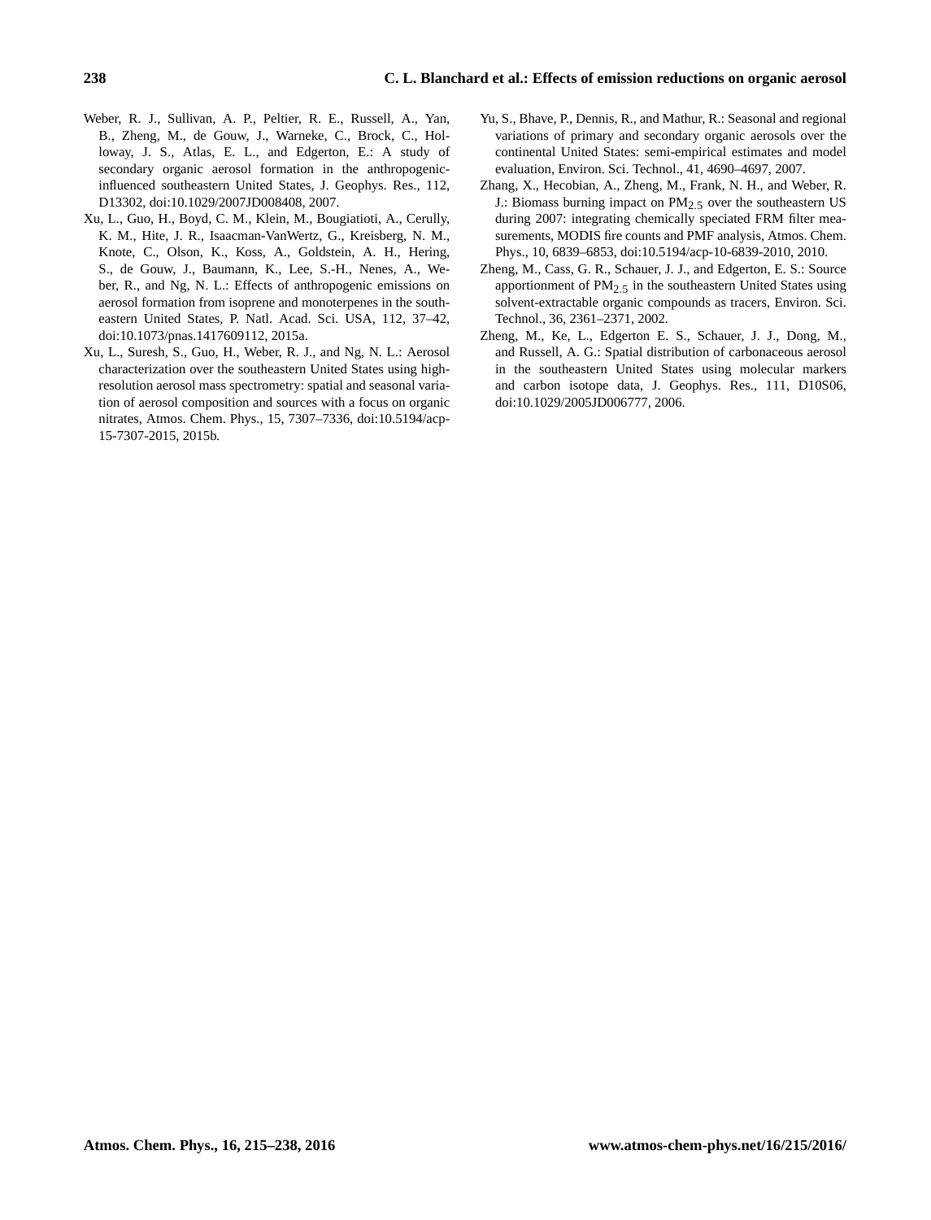Weber, R. J., Sullivan, A. P., Peltier, R. E., Russell, A., Yan, B., Zheng, M., de Gouw, J., Warneke, C., Brock, C., Holloway, J. S., Atlas, E. L., and Edgerton, E.: A study of secondary organic aerosol formation in the anthropogenic-influenced southeastern United States, J. Geophys. Res., 112, D13302, doi:10.1029/2007JD008408, 2007.

Xu, L., Guo, H., Boyd, C. M., Klein, M., Bougiatioti, A., Cerully, K. M., Hite, J. R., Isaacman-VanWertz, G., Kreisberg, N. M., Knote, C., Olson, K., Koss, A., Goldstein, A. H., Hering, S., de Gouw, J., Baumann, K., Lee, S.-H., Nenes, A., Weber, R., and Ng, N. L.: Effects of anthropogenic emissions on aerosol formation from isoprene and monoterpenes in the southeastern United States, P. Natl. Acad. Sci. USA, 112, 37–42, doi:10.1073/pnas.1417609112, 2015a.

Xu, L., Suresh, S., Guo, H., Weber, R. J., and Ng, N. L.: Aerosol characterization over the southeastern United States using high-resolution aerosol mass spectrometry: spatial and seasonal variation of aerosol composition and sources with a focus on organic nitrates, Atmos. Chem. Phys., 15, 7307–7336, doi:10.5194/acp-15-7307-2015, 2015b.

Yu, S., Bhave, P., Dennis, R., and Mathur, R.: Seasonal and regional variations of primary and secondary organic aerosols over the continental United States: semi-empirical estimates and model evaluation, Environ. Sci. Technol., 41, 4690–4697, 2007.

Zhang, X., Hecobian, A., Zheng, M., Frank, N. H., and Weber, R. J.: Biomass burning impact on $PM_{2.5}$ over the southeastern US during 2007: integrating chemically speciated FRM filter measurements, MODIS fire counts and PMF analysis, Atmos. Chem. Phys., 10, 6839–6853, doi:10.5194/acp-10-6839-2010, 2010.

Zheng, M., Cass, G. R., Schauer, J. J., and Edgerton, E. S.: Source apportionment of $PM_{2.5}$ in the southeastern United States using solvent-extractable organic compounds as tracers, Environ. Sci. Technol., 36, 2361–2371, 2002.

Zheng, M., Ke, L., Edgerton E. S., Schauer, J. J., Dong, M., and Russell, A. G.: Spatial distribution of carbonaceous aerosol in the southeastern United States using molecular markers and carbon isotope data, J. Geophys. Res., 111, D10S06, doi:10.1029/2005JD006777, 2006.